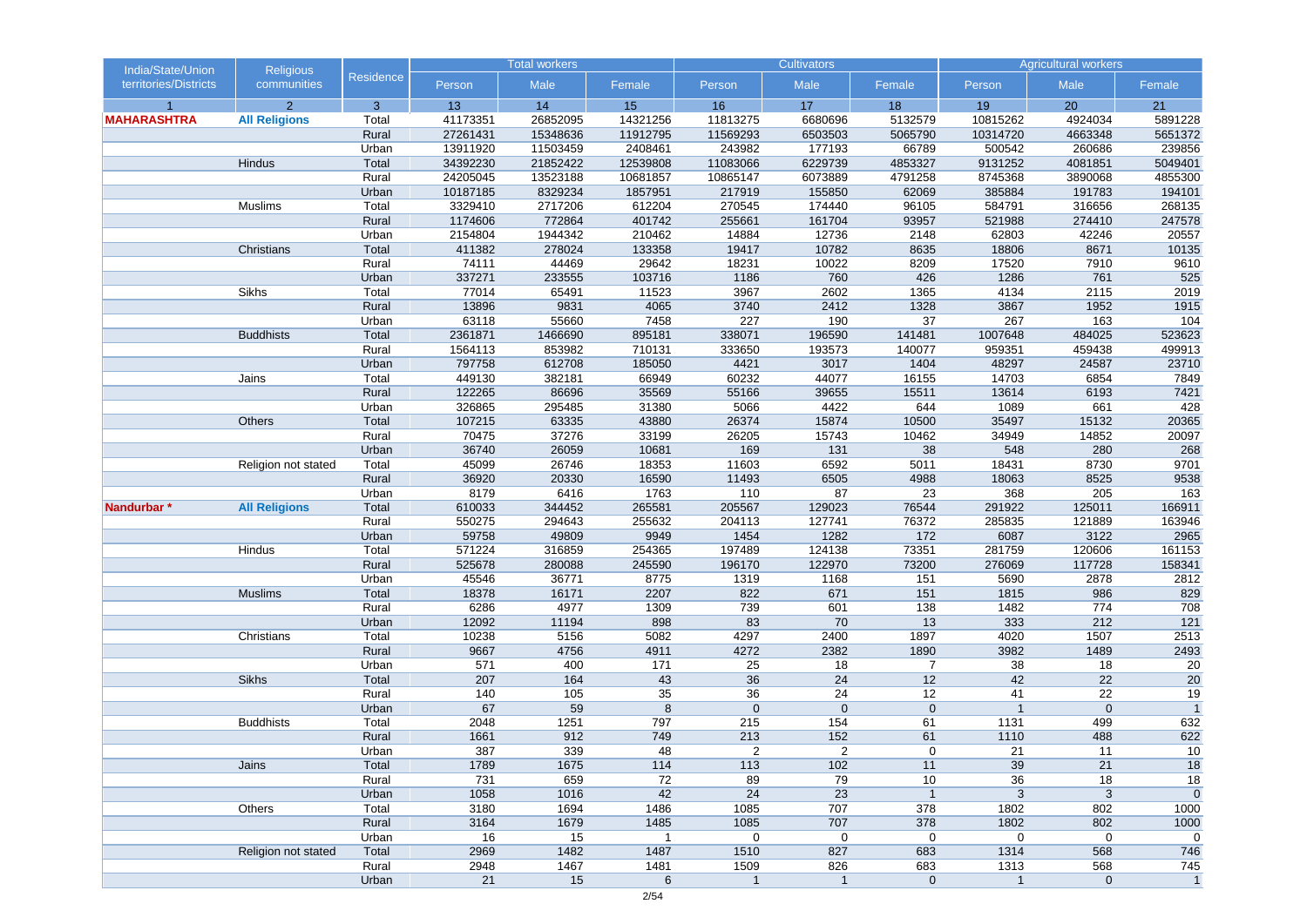| India/State/Union territories/Districts | Religious communities | Residence | Total workers | | | Cultivators | | | Agricultural workers | | |
|---|---|---|---|---|---|---|---|---|---|---|---|
| | | | Person | Male | Female | Person | Male | Female | Person | Male | Female |
| 1 | 2 | 3 | 13 | 14 | 15 | 16 | 17 | 18 | 19 | 20 | 21 |
| **MAHARASHTRA** | **All Religions** | Total | 41173351 | 26852095 | 14321256 | 11813275 | 6680696 | 5132579 | 10815262 | 4924034 | 5891228 |
| | | Rural | 27261431 | 15348636 | 11912795 | 11569293 | 6503503 | 5065790 | 10314720 | 4663348 | 5651372 |
| | | Urban | 13911920 | 11503459 | 2408461 | 243982 | 177193 | 66789 | 500542 | 260686 | 239856 |
| | Hindus | Total | 34392230 | 21852422 | 12539808 | 11083066 | 6229739 | 4853327 | 9131252 | 4081851 | 5049401 |
| | | Rural | 24205045 | 13523188 | 10681857 | 10865147 | 6073889 | 4791258 | 8745368 | 3890068 | 4855300 |
| | | Urban | 10187185 | 8329234 | 1857951 | 217919 | 155850 | 62069 | 385884 | 191783 | 194101 |
| | Muslims | Total | 3329410 | 2717206 | 612204 | 270545 | 174440 | 96105 | 584791 | 316656 | 268135 |
| | | Rural | 1174606 | 772864 | 401742 | 255661 | 161704 | 93957 | 521988 | 274410 | 247578 |
| | | Urban | 2154804 | 1944342 | 210462 | 14884 | 12736 | 2148 | 62803 | 42246 | 20557 |
| | Christians | Total | 411382 | 278024 | 133358 | 19417 | 10782 | 8635 | 18806 | 8671 | 10135 |
| | | Rural | 74111 | 44469 | 29642 | 18231 | 10022 | 8209 | 17520 | 7910 | 9610 |
| | | Urban | 337271 | 233555 | 103716 | 1186 | 760 | 426 | 1286 | 761 | 525 |
| | Sikhs | Total | 77014 | 65491 | 11523 | 3967 | 2602 | 1365 | 4134 | 2115 | 2019 |
| | | Rural | 13896 | 9831 | 4065 | 3740 | 2412 | 1328 | 3867 | 1952 | 1915 |
| | | Urban | 63118 | 55660 | 7458 | 227 | 190 | 37 | 267 | 163 | 104 |
| | Buddhists | Total | 2361871 | 1466690 | 895181 | 338071 | 196590 | 141481 | 1007648 | 484025 | 523623 |
| | | Rural | 1564113 | 853982 | 710131 | 333650 | 193573 | 140077 | 959351 | 459438 | 499913 |
| | | Urban | 797758 | 612708 | 185050 | 4421 | 3017 | 1404 | 48297 | 24587 | 23710 |
| | Jains | Total | 449130 | 382181 | 66949 | 60232 | 44077 | 16155 | 14703 | 6854 | 7849 |
| | | Rural | 122265 | 86696 | 35569 | 55166 | 39655 | 15511 | 13614 | 6193 | 7421 |
| | | Urban | 326865 | 295485 | 31380 | 5066 | 4422 | 644 | 1089 | 661 | 428 |
| | Others | Total | 107215 | 63335 | 43880 | 26374 | 15874 | 10500 | 35497 | 15132 | 20365 |
| | | Rural | 70475 | 37276 | 33199 | 26205 | 15743 | 10462 | 34949 | 14852 | 20097 |
| | | Urban | 36740 | 26059 | 10681 | 169 | 131 | 38 | 548 | 280 | 268 |
| | Religion not stated | Total | 45099 | 26746 | 18353 | 11603 | 6592 | 5011 | 18431 | 8730 | 9701 |
| | | Rural | 36920 | 20330 | 16590 | 11493 | 6505 | 4988 | 18063 | 8525 | 9538 |
| | | Urban | 8179 | 6416 | 1763 | 110 | 87 | 23 | 368 | 205 | 163 |
| **Nandurbar *** | **All Religions** | Total | 610033 | 344452 | 265581 | 205567 | 129023 | 76544 | 291922 | 125011 | 166911 |
| | | Rural | 550275 | 294643 | 255632 | 204113 | 127741 | 76372 | 285835 | 121889 | 163946 |
| | | Urban | 59758 | 49809 | 9949 | 1454 | 1282 | 172 | 6087 | 3122 | 2965 |
| | Hindus | Total | 571224 | 316859 | 254365 | 197489 | 124138 | 73351 | 281759 | 120606 | 161153 |
| | | Rural | 525678 | 280088 | 245590 | 196170 | 122970 | 73200 | 276069 | 117728 | 158341 |
| | | Urban | 45546 | 36771 | 8775 | 1319 | 1168 | 151 | 5690 | 2878 | 2812 |
| | Muslims | Total | 18378 | 16171 | 2207 | 822 | 671 | 151 | 1815 | 986 | 829 |
| | | Rural | 6286 | 4977 | 1309 | 739 | 601 | 138 | 1482 | 774 | 708 |
| | | Urban | 12092 | 11194 | 898 | 83 | 70 | 13 | 333 | 212 | 121 |
| | Christians | Total | 10238 | 5156 | 5082 | 4297 | 2400 | 1897 | 4020 | 1507 | 2513 |
| | | Rural | 9667 | 4756 | 4911 | 4272 | 2382 | 1890 | 3982 | 1489 | 2493 |
| | | Urban | 571 | 400 | 171 | 25 | 18 | 7 | 38 | 18 | 20 |
| | Sikhs | Total | 207 | 164 | 43 | 36 | 24 | 12 | 42 | 22 | 20 |
| | | Rural | 140 | 105 | 35 | 36 | 24 | 12 | 41 | 22 | 19 |
| | | Urban | 67 | 59 | 8 | 0 | 0 | 0 | 1 | 0 | 1 |
| | Buddhists | Total | 2048 | 1251 | 797 | 215 | 154 | 61 | 1131 | 499 | 632 |
| | | Rural | 1661 | 912 | 749 | 213 | 152 | 61 | 1110 | 488 | 622 |
| | | Urban | 387 | 339 | 48 | 2 | 2 | 0 | 21 | 11 | 10 |
| | Jains | Total | 1789 | 1675 | 114 | 113 | 102 | 11 | 39 | 21 | 18 |
| | | Rural | 731 | 659 | 72 | 89 | 79 | 10 | 36 | 18 | 18 |
| | | Urban | 1058 | 1016 | 42 | 24 | 23 | 1 | 3 | 3 | 0 |
| | Others | Total | 3180 | 1694 | 1486 | 1085 | 707 | 378 | 1802 | 802 | 1000 |
| | | Rural | 3164 | 1679 | 1485 | 1085 | 707 | 378 | 1802 | 802 | 1000 |
| | | Urban | 16 | 15 | 1 | 0 | 0 | 0 | 0 | 0 | 0 |
| | Religion not stated | Total | 2969 | 1482 | 1487 | 1510 | 827 | 683 | 1314 | 568 | 746 |
| | | Rural | 2948 | 1467 | 1481 | 1509 | 826 | 683 | 1313 | 568 | 745 |
| | | Urban | 21 | 15 | 6 | 1 | 1 | 0 | 1 | 0 | 1 |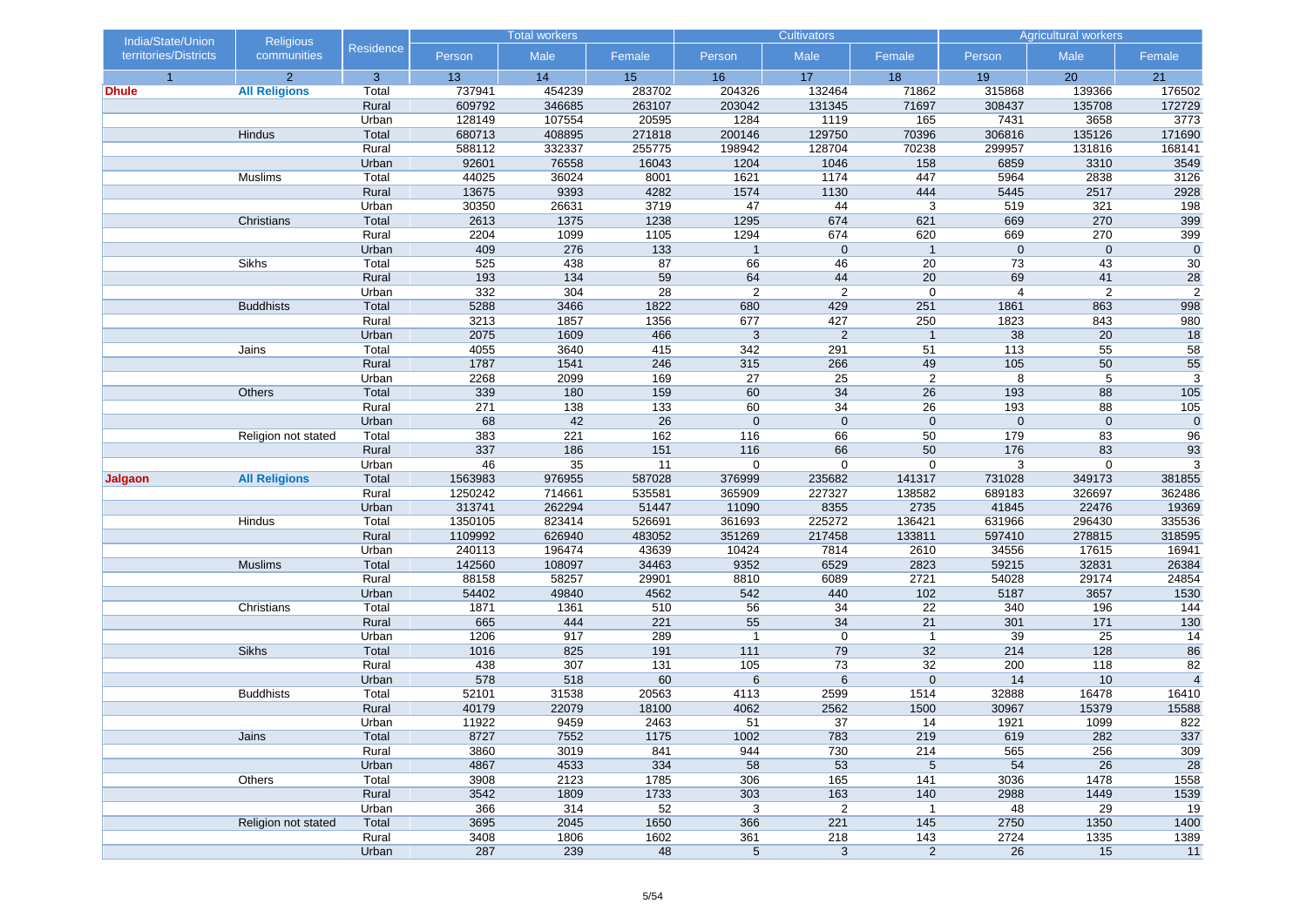| India/State/Union territories/Districts | Religious communities | Residence | Total workers | | | Cultivators | | | Agricultural workers | | |
|---|---|---|---|---|---|---|---|---|---|---|---|
| | | | Person | Male | Female | Person | Male | Female | Person | Male | Female |
| 1 | 2 | 3 | 13 | 14 | 15 | 16 | 17 | 18 | 19 | 20 | 21 |
| **Dhule** | **All Religions** | Total | 737941 | 454239 | 283702 | 204326 | 132464 | 71862 | 315868 | 139366 | 176502 |
| | | Rural | 609792 | 346685 | 263107 | 203042 | 131345 | 71697 | 308437 | 135708 | 172729 |
| | | Urban | 128149 | 107554 | 20595 | 1284 | 1119 | 165 | 7431 | 3658 | 3773 |
| | Hindus | Total | 680713 | 408895 | 271818 | 200146 | 129750 | 70396 | 306816 | 135126 | 171690 |
| | | Rural | 588112 | 332337 | 255775 | 198942 | 128704 | 70238 | 299957 | 131816 | 168141 |
| | | Urban | 92601 | 76558 | 16043 | 1204 | 1046 | 158 | 6859 | 3310 | 3549 |
| | Muslims | Total | 44025 | 36024 | 8001 | 1621 | 1174 | 447 | 5964 | 2838 | 3126 |
| | | Rural | 13675 | 9393 | 4282 | 1574 | 1130 | 444 | 5445 | 2517 | 2928 |
| | | Urban | 30350 | 26631 | 3719 | 47 | 44 | 3 | 519 | 321 | 198 |
| | Christians | Total | 2613 | 1375 | 1238 | 1295 | 674 | 621 | 669 | 270 | 399 |
| | | Rural | 2204 | 1099 | 1105 | 1294 | 674 | 620 | 669 | 270 | 399 |
| | | Urban | 409 | 276 | 133 | 1 | 0 | 1 | 0 | 0 | 0 |
| | Sikhs | Total | 525 | 438 | 87 | 66 | 46 | 20 | 73 | 43 | 30 |
| | | Rural | 193 | 134 | 59 | 64 | 44 | 20 | 69 | 41 | 28 |
| | | Urban | 332 | 304 | 28 | 2 | 2 | 0 | 4 | 2 | 2 |
| | Buddhists | Total | 5288 | 3466 | 1822 | 680 | 429 | 251 | 1861 | 863 | 998 |
| | | Rural | 3213 | 1857 | 1356 | 677 | 427 | 250 | 1823 | 843 | 980 |
| | | Urban | 2075 | 1609 | 466 | 3 | 2 | 1 | 38 | 20 | 18 |
| | Jains | Total | 4055 | 3640 | 415 | 342 | 291 | 51 | 113 | 55 | 58 |
| | | Rural | 1787 | 1541 | 246 | 315 | 266 | 49 | 105 | 50 | 55 |
| | | Urban | 2268 | 2099 | 169 | 27 | 25 | 2 | 8 | 5 | 3 |
| | Others | Total | 339 | 180 | 159 | 60 | 34 | 26 | 193 | 88 | 105 |
| | | Rural | 271 | 138 | 133 | 60 | 34 | 26 | 193 | 88 | 105 |
| | | Urban | 68 | 42 | 26 | 0 | 0 | 0 | 0 | 0 | 0 |
| | Religion not stated | Total | 383 | 221 | 162 | 116 | 66 | 50 | 179 | 83 | 96 |
| | | Rural | 337 | 186 | 151 | 116 | 66 | 50 | 176 | 83 | 93 |
| | | Urban | 46 | 35 | 11 | 0 | 0 | 0 | 3 | 0 | 3 |
| **Jalgaon** | **All Religions** | Total | 1563983 | 976955 | 587028 | 376999 | 235682 | 141317 | 731028 | 349173 | 381855 |
| | | Rural | 1250242 | 714661 | 535581 | 365909 | 227327 | 138582 | 689183 | 326697 | 362486 |
| | | Urban | 313741 | 262294 | 51447 | 11090 | 8355 | 2735 | 41845 | 22476 | 19369 |
| | Hindus | Total | 1350105 | 823414 | 526691 | 361693 | 225272 | 136421 | 631966 | 296430 | 335536 |
| | | Rural | 1109992 | 626940 | 483052 | 351269 | 217458 | 133811 | 597410 | 278815 | 318595 |
| | | Urban | 240113 | 196474 | 43639 | 10424 | 7814 | 2610 | 34556 | 17615 | 16941 |
| | Muslims | Total | 142560 | 108097 | 34463 | 9352 | 6529 | 2823 | 59215 | 32831 | 26384 |
| | | Rural | 88158 | 58257 | 29901 | 8810 | 6089 | 2721 | 54028 | 29174 | 24854 |
| | | Urban | 54402 | 49840 | 4562 | 542 | 440 | 102 | 5187 | 3657 | 1530 |
| | Christians | Total | 1871 | 1361 | 510 | 56 | 34 | 22 | 340 | 196 | 144 |
| | | Rural | 665 | 444 | 221 | 55 | 34 | 21 | 301 | 171 | 130 |
| | | Urban | 1206 | 917 | 289 | 1 | 0 | 1 | 39 | 25 | 14 |
| | Sikhs | Total | 1016 | 825 | 191 | 111 | 79 | 32 | 214 | 128 | 86 |
| | | Rural | 438 | 307 | 131 | 105 | 73 | 32 | 200 | 118 | 82 |
| | | Urban | 578 | 518 | 60 | 6 | 6 | 0 | 14 | 10 | 4 |
| | Buddhists | Total | 52101 | 31538 | 20563 | 4113 | 2599 | 1514 | 32888 | 16478 | 16410 |
| | | Rural | 40179 | 22079 | 18100 | 4062 | 2562 | 1500 | 30967 | 15379 | 15588 |
| | | Urban | 11922 | 9459 | 2463 | 51 | 37 | 14 | 1921 | 1099 | 822 |
| | Jains | Total | 8727 | 7552 | 1175 | 1002 | 783 | 219 | 619 | 282 | 337 |
| | | Rural | 3860 | 3019 | 841 | 944 | 730 | 214 | 565 | 256 | 309 |
| | | Urban | 4867 | 4533 | 334 | 58 | 53 | 5 | 54 | 26 | 28 |
| | Others | Total | 3908 | 2123 | 1785 | 306 | 165 | 141 | 3036 | 1478 | 1558 |
| | | Rural | 3542 | 1809 | 1733 | 303 | 163 | 140 | 2988 | 1449 | 1539 |
| | | Urban | 366 | 314 | 52 | 3 | 2 | 1 | 48 | 29 | 19 |
| | Religion not stated | Total | 3695 | 2045 | 1650 | 366 | 221 | 145 | 2750 | 1350 | 1400 |
| | | Rural | 3408 | 1806 | 1602 | 361 | 218 | 143 | 2724 | 1335 | 1389 |
| | | Urban | 287 | 239 | 48 | 5 | 3 | 2 | 26 | 15 | 11 |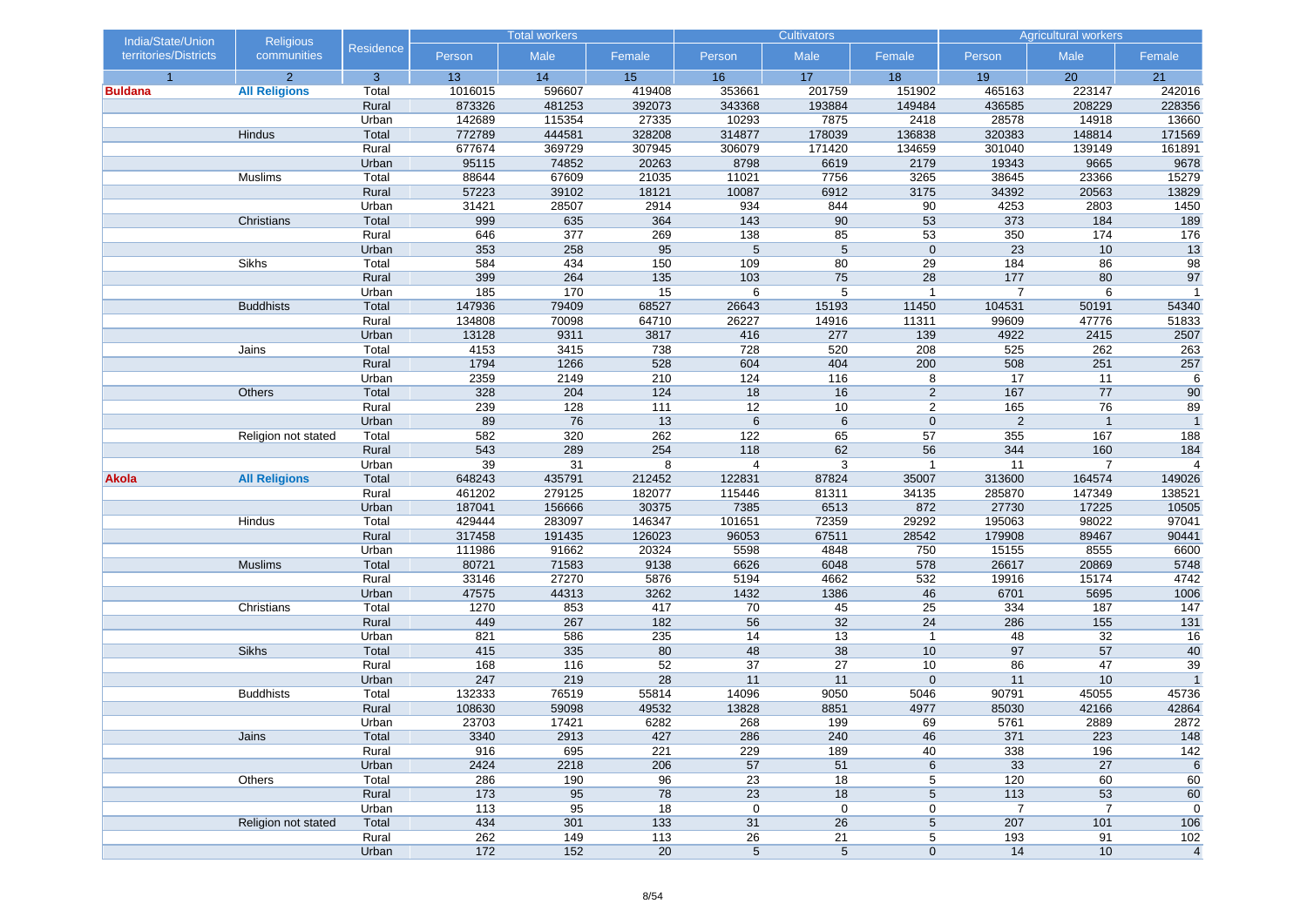| India/State/Union territories/Districts | Religious communities | Residence | Total workers | | | Cultivators | | | Agricultural workers | | |
|---|---|---|---|---|---|---|---|---|---|---|---|
| | | | Person | Male | Female | Person | Male | Female | Person | Male | Female |
| 1 | 2 | 3 | 13 | 14 | 15 | 16 | 17 | 18 | 19 | 20 | 21 |
| **Buldana** | **All Religions** | Total | 1016015 | 596607 | 419408 | 353661 | 201759 | 151902 | 465163 | 223147 | 242016 |
| | | Rural | 873326 | 481253 | 392073 | 343368 | 193884 | 149484 | 436585 | 208229 | 228356 |
| | | Urban | 142689 | 115354 | 27335 | 10293 | 7875 | 2418 | 28578 | 14918 | 13660 |
| | Hindus | Total | 772789 | 444581 | 328208 | 314877 | 178039 | 136838 | 320383 | 148814 | 171569 |
| | | Rural | 677674 | 369729 | 307945 | 306079 | 171420 | 134659 | 301040 | 139149 | 161891 |
| | | Urban | 95115 | 74852 | 20263 | 8798 | 6619 | 2179 | 19343 | 9665 | 9678 |
| | Muslims | Total | 88644 | 67609 | 21035 | 11021 | 7756 | 3265 | 38645 | 23366 | 15279 |
| | | Rural | 57223 | 39102 | 18121 | 10087 | 6912 | 3175 | 34392 | 20563 | 13829 |
| | | Urban | 31421 | 28507 | 2914 | 934 | 844 | 90 | 4253 | 2803 | 1450 |
| | Christians | Total | 999 | 635 | 364 | 143 | 90 | 53 | 373 | 184 | 189 |
| | | Rural | 646 | 377 | 269 | 138 | 85 | 53 | 350 | 174 | 176 |
| | | Urban | 353 | 258 | 95 | 5 | 5 | 0 | 23 | 10 | 13 |
| | Sikhs | Total | 584 | 434 | 150 | 109 | 80 | 29 | 184 | 86 | 98 |
| | | Rural | 399 | 264 | 135 | 103 | 75 | 28 | 177 | 80 | 97 |
| | | Urban | 185 | 170 | 15 | 6 | 5 | 1 | 7 | 6 | 1 |
| | Buddhists | Total | 147936 | 79409 | 68527 | 26643 | 15193 | 11450 | 104531 | 50191 | 54340 |
| | | Rural | 134808 | 70098 | 64710 | 26227 | 14916 | 11311 | 99609 | 47776 | 51833 |
| | | Urban | 13128 | 9311 | 3817 | 416 | 277 | 139 | 4922 | 2415 | 2507 |
| | Jains | Total | 4153 | 3415 | 738 | 728 | 520 | 208 | 525 | 262 | 263 |
| | | Rural | 1794 | 1266 | 528 | 604 | 404 | 200 | 508 | 251 | 257 |
| | | Urban | 2359 | 2149 | 210 | 124 | 116 | 8 | 17 | 11 | 6 |
| | Others | Total | 328 | 204 | 124 | 18 | 16 | 2 | 167 | 77 | 90 |
| | | Rural | 239 | 128 | 111 | 12 | 10 | 2 | 165 | 76 | 89 |
| | | Urban | 89 | 76 | 13 | 6 | 6 | 0 | 2 | 1 | 1 |
| | Religion not stated | Total | 582 | 320 | 262 | 122 | 65 | 57 | 355 | 167 | 188 |
| | | Rural | 543 | 289 | 254 | 118 | 62 | 56 | 344 | 160 | 184 |
| | | Urban | 39 | 31 | 8 | 4 | 3 | 1 | 11 | 7 | 4 |
| **Akola** | **All Religions** | Total | 648243 | 435791 | 212452 | 122831 | 87824 | 35007 | 313600 | 164574 | 149026 |
| | | Rural | 461202 | 279125 | 182077 | 115446 | 81311 | 34135 | 285870 | 147349 | 138521 |
| | | Urban | 187041 | 156666 | 30375 | 7385 | 6513 | 872 | 27730 | 17225 | 10505 |
| | Hindus | Total | 429444 | 283097 | 146347 | 101651 | 72359 | 29292 | 195063 | 98022 | 97041 |
| | | Rural | 317458 | 191435 | 126023 | 96053 | 67511 | 28542 | 179908 | 89467 | 90441 |
| | | Urban | 111986 | 91662 | 20324 | 5598 | 4848 | 750 | 15155 | 8555 | 6600 |
| | Muslims | Total | 80721 | 71583 | 9138 | 6626 | 6048 | 578 | 26617 | 20869 | 5748 |
| | | Rural | 33146 | 27270 | 5876 | 5194 | 4662 | 532 | 19916 | 15174 | 4742 |
| | | Urban | 47575 | 44313 | 3262 | 1432 | 1386 | 46 | 6701 | 5695 | 1006 |
| | Christians | Total | 1270 | 853 | 417 | 70 | 45 | 25 | 334 | 187 | 147 |
| | | Rural | 449 | 267 | 182 | 56 | 32 | 24 | 286 | 155 | 131 |
| | | Urban | 821 | 586 | 235 | 14 | 13 | 1 | 48 | 32 | 16 |
| | Sikhs | Total | 415 | 335 | 80 | 48 | 38 | 10 | 97 | 57 | 40 |
| | | Rural | 168 | 116 | 52 | 37 | 27 | 10 | 86 | 47 | 39 |
| | | Urban | 247 | 219 | 28 | 11 | 11 | 0 | 11 | 10 | 1 |
| | Buddhists | Total | 132333 | 76519 | 55814 | 14096 | 9050 | 5046 | 90791 | 45055 | 45736 |
| | | Rural | 108630 | 59098 | 49532 | 13828 | 8851 | 4977 | 85030 | 42166 | 42864 |
| | | Urban | 23703 | 17421 | 6282 | 268 | 199 | 69 | 5761 | 2889 | 2872 |
| | Jains | Total | 3340 | 2913 | 427 | 286 | 240 | 46 | 371 | 223 | 148 |
| | | Rural | 916 | 695 | 221 | 229 | 189 | 40 | 338 | 196 | 142 |
| | | Urban | 2424 | 2218 | 206 | 57 | 51 | 6 | 33 | 27 | 6 |
| | Others | Total | 286 | 190 | 96 | 23 | 18 | 5 | 120 | 60 | 60 |
| | | Rural | 173 | 95 | 78 | 23 | 18 | 5 | 113 | 53 | 60 |
| | | Urban | 113 | 95 | 18 | 0 | 0 | 0 | 7 | 7 | 0 |
| | Religion not stated | Total | 434 | 301 | 133 | 31 | 26 | 5 | 207 | 101 | 106 |
| | | Rural | 262 | 149 | 113 | 26 | 21 | 5 | 193 | 91 | 102 |
| | | Urban | 172 | 152 | 20 | 5 | 5 | 0 | 14 | 10 | 4 |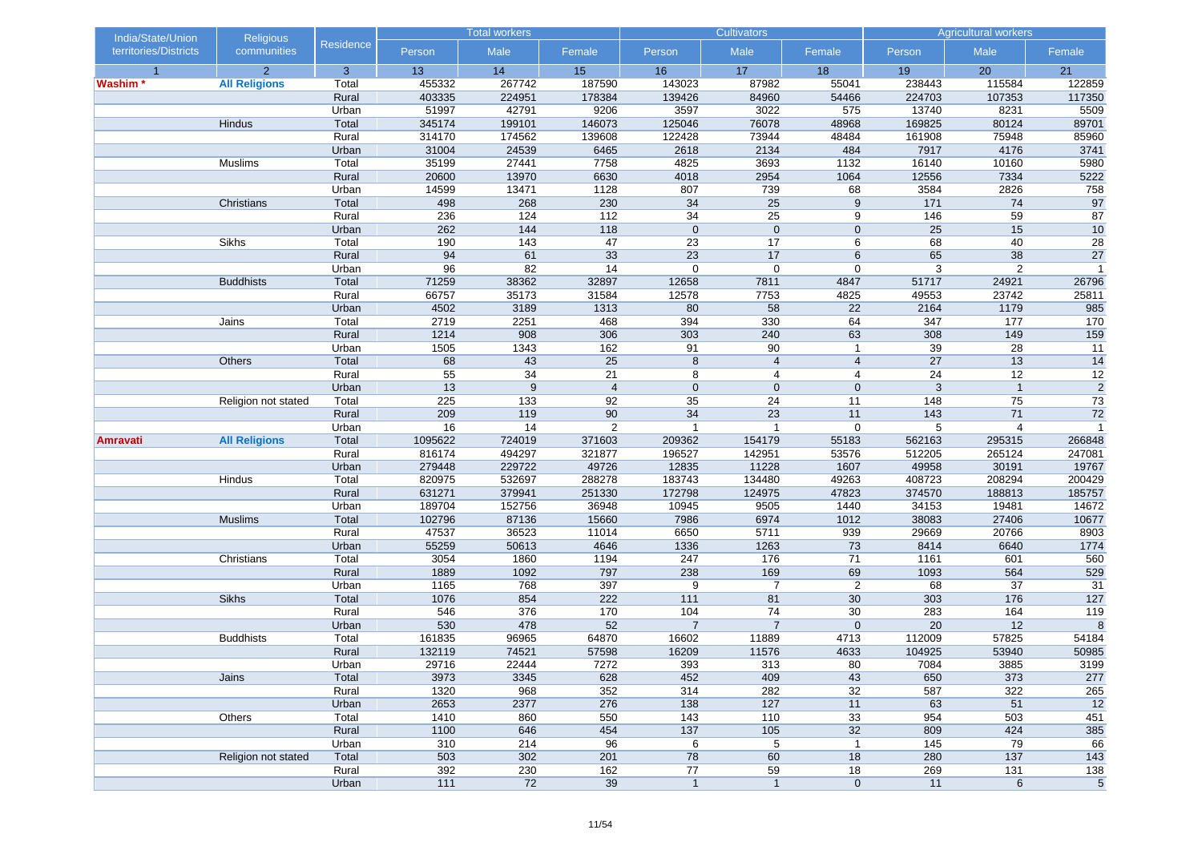| India/State/Union territories/Districts | Religious communities | Residence | Total workers | | | Cultivators | | | Agricultural workers | | |
|---|---|---|---|---|---|---|---|---|---|---|---|
| | | | Person | Male | Female | Person | Male | Female | Person | Male | Female |
| 1 | 2 | 3 | 13 | 14 | 15 | 16 | 17 | 18 | 19 | 20 | 21 |
| **Washim *** | **All Religions** | Total | 455332 | 267742 | 187590 | 143023 | 87982 | 55041 | 238443 | 115584 | 122859 |
| | | Rural | 403335 | 224951 | 178384 | 139426 | 84960 | 54466 | 224703 | 107353 | 117350 |
| | | Urban | 51997 | 42791 | 9206 | 3597 | 3022 | 575 | 13740 | 8231 | 5509 |
| | Hindus | Total | 345174 | 199101 | 146073 | 125046 | 76078 | 48968 | 169825 | 80124 | 89701 |
| | | Rural | 314170 | 174562 | 139608 | 122428 | 73944 | 48484 | 161908 | 75948 | 85960 |
| | | Urban | 31004 | 24539 | 6465 | 2618 | 2134 | 484 | 7917 | 4176 | 3741 |
| | Muslims | Total | 35199 | 27441 | 7758 | 4825 | 3693 | 1132 | 16140 | 10160 | 5980 |
| | | Rural | 20600 | 13970 | 6630 | 4018 | 2954 | 1064 | 12556 | 7334 | 5222 |
| | | Urban | 14599 | 13471 | 1128 | 807 | 739 | 68 | 3584 | 2826 | 758 |
| | Christians | Total | 498 | 268 | 230 | 34 | 25 | 9 | 171 | 74 | 97 |
| | | Rural | 236 | 124 | 112 | 34 | 25 | 9 | 146 | 59 | 87 |
| | | Urban | 262 | 144 | 118 | 0 | 0 | 0 | 25 | 15 | 10 |
| | Sikhs | Total | 190 | 143 | 47 | 23 | 17 | 6 | 68 | 40 | 28 |
| | | Rural | 94 | 61 | 33 | 23 | 17 | 6 | 65 | 38 | 27 |
| | | Urban | 96 | 82 | 14 | 0 | 0 | 0 | 3 | 2 | 1 |
| | Buddhists | Total | 71259 | 38362 | 32897 | 12658 | 7811 | 4847 | 51717 | 24921 | 26796 |
| | | Rural | 66757 | 35173 | 31584 | 12578 | 7753 | 4825 | 49553 | 23742 | 25811 |
| | | Urban | 4502 | 3189 | 1313 | 80 | 58 | 22 | 2164 | 1179 | 985 |
| | Jains | Total | 2719 | 2251 | 468 | 394 | 330 | 64 | 347 | 177 | 170 |
| | | Rural | 1214 | 908 | 306 | 303 | 240 | 63 | 308 | 149 | 159 |
| | | Urban | 1505 | 1343 | 162 | 91 | 90 | 1 | 39 | 28 | 11 |
| | Others | Total | 68 | 43 | 25 | 8 | 4 | 4 | 27 | 13 | 14 |
| | | Rural | 55 | 34 | 21 | 8 | 4 | 4 | 24 | 12 | 12 |
| | | Urban | 13 | 9 | 4 | 0 | 0 | 0 | 3 | 1 | 2 |
| | Religion not stated | Total | 225 | 133 | 92 | 35 | 24 | 11 | 148 | 75 | 73 |
| | | Rural | 209 | 119 | 90 | 34 | 23 | 11 | 143 | 71 | 72 |
| | | Urban | 16 | 14 | 2 | 1 | 1 | 0 | 5 | 4 | 1 |
| **Amravati** | **All Religions** | Total | 1095622 | 724019 | 371603 | 209362 | 154179 | 55183 | 562163 | 295315 | 266848 |
| | | Rural | 816174 | 494297 | 321877 | 196527 | 142951 | 53576 | 512205 | 265124 | 247081 |
| | | Urban | 279448 | 229722 | 49726 | 12835 | 11228 | 1607 | 49958 | 30191 | 19767 |
| | Hindus | Total | 820975 | 532697 | 288278 | 183743 | 134480 | 49263 | 408723 | 208294 | 200429 |
| | | Rural | 631271 | 379941 | 251330 | 172798 | 124975 | 47823 | 374570 | 188813 | 185757 |
| | | Urban | 189704 | 152756 | 36948 | 10945 | 9505 | 1440 | 34153 | 19481 | 14672 |
| | Muslims | Total | 102796 | 87136 | 15660 | 7986 | 6974 | 1012 | 38083 | 27406 | 10677 |
| | | Rural | 47537 | 36523 | 11014 | 6650 | 5711 | 939 | 29669 | 20766 | 8903 |
| | | Urban | 55259 | 50613 | 4646 | 1336 | 1263 | 73 | 8414 | 6640 | 1774 |
| | Christians | Total | 3054 | 1860 | 1194 | 247 | 176 | 71 | 1161 | 601 | 560 |
| | | Rural | 1889 | 1092 | 797 | 238 | 169 | 69 | 1093 | 564 | 529 |
| | | Urban | 1165 | 768 | 397 | 9 | 7 | 2 | 68 | 37 | 31 |
| | Sikhs | Total | 1076 | 854 | 222 | 111 | 81 | 30 | 303 | 176 | 127 |
| | | Rural | 546 | 376 | 170 | 104 | 74 | 30 | 283 | 164 | 119 |
| | | Urban | 530 | 478 | 52 | 7 | 7 | 0 | 20 | 12 | 8 |
| | Buddhists | Total | 161835 | 96965 | 64870 | 16602 | 11889 | 4713 | 112009 | 57825 | 54184 |
| | | Rural | 132119 | 74521 | 57598 | 16209 | 11576 | 4633 | 104925 | 53940 | 50985 |
| | | Urban | 29716 | 22444 | 7272 | 393 | 313 | 80 | 7084 | 3885 | 3199 |
| | Jains | Total | 3973 | 3345 | 628 | 452 | 409 | 43 | 650 | 373 | 277 |
| | | Rural | 1320 | 968 | 352 | 314 | 282 | 32 | 587 | 322 | 265 |
| | | Urban | 2653 | 2377 | 276 | 138 | 127 | 11 | 63 | 51 | 12 |
| | Others | Total | 1410 | 860 | 550 | 143 | 110 | 33 | 954 | 503 | 451 |
| | | Rural | 1100 | 646 | 454 | 137 | 105 | 32 | 809 | 424 | 385 |
| | | Urban | 310 | 214 | 96 | 6 | 5 | 1 | 145 | 79 | 66 |
| | Religion not stated | Total | 503 | 302 | 201 | 78 | 60 | 18 | 280 | 137 | 143 |
| | | Rural | 392 | 230 | 162 | 77 | 59 | 18 | 269 | 131 | 138 |
| | | Urban | 111 | 72 | 39 | 1 | 1 | 0 | 11 | 6 | 5 |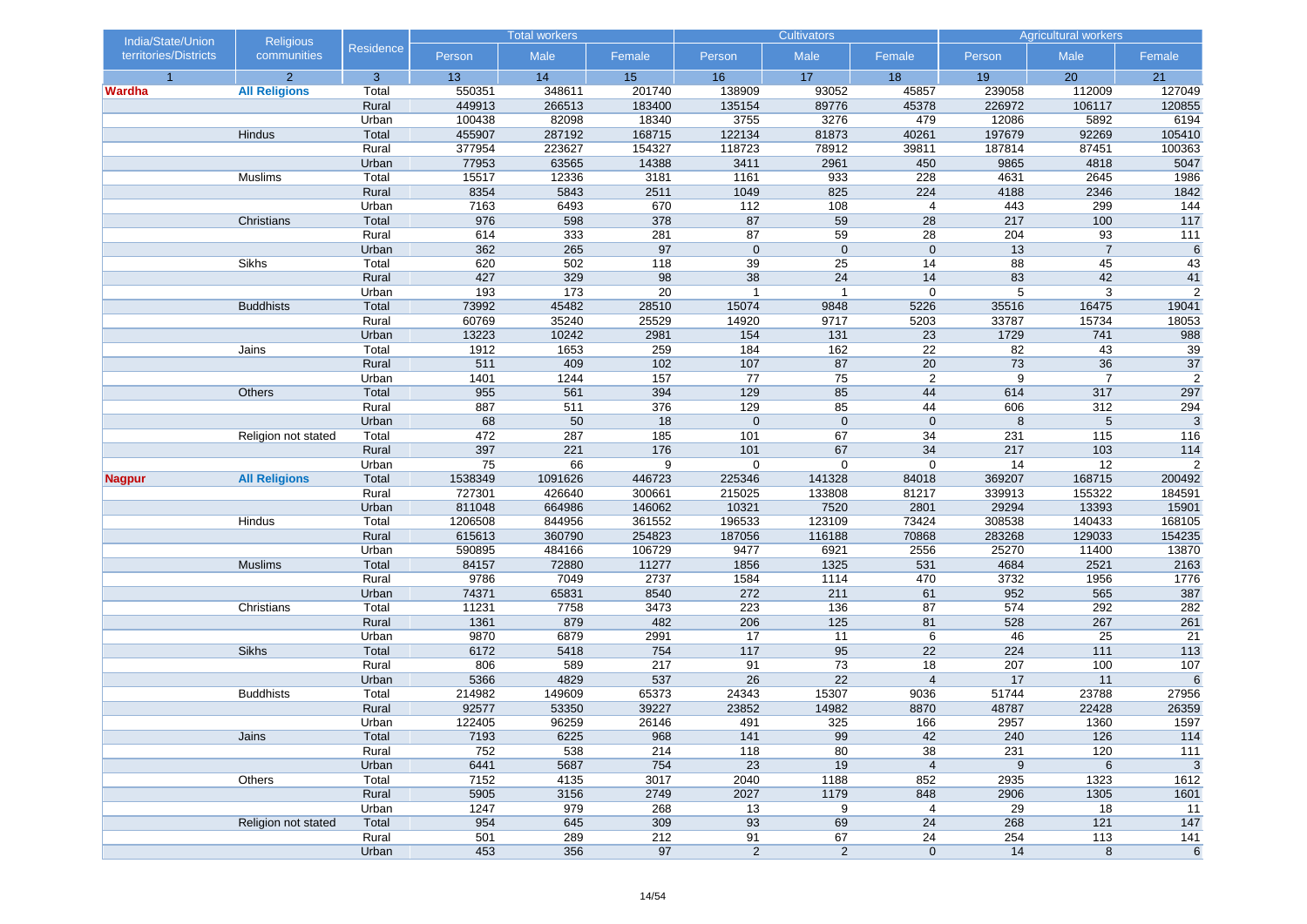| India/State/Union territories/Districts | Religious communities | Residence | Total workers | | | Cultivators | | | Agricultural workers | | |
|---|---|---|---|---|---|---|---|---|---|---|---|
| | | | Person | Male | Female | Person | Male | Female | Person | Male | Female |
| 1 | 2 | 3 | 13 | 14 | 15 | 16 | 17 | 18 | 19 | 20 | 21 |
| **Wardha** | **All Religions** | Total | 550351 | 348611 | 201740 | 138909 | 93052 | 45857 | 239058 | 112009 | 127049 |
| | | Rural | 449913 | 266513 | 183400 | 135154 | 89776 | 45378 | 226972 | 106117 | 120855 |
| | | Urban | 100438 | 82098 | 18340 | 3755 | 3276 | 479 | 12086 | 5892 | 6194 |
| | Hindus | Total | 455907 | 287192 | 168715 | 122134 | 81873 | 40261 | 197679 | 92269 | 105410 |
| | | Rural | 377954 | 223627 | 154327 | 118723 | 78912 | 39811 | 187814 | 87451 | 100363 |
| | | Urban | 77953 | 63565 | 14388 | 3411 | 2961 | 450 | 9865 | 4818 | 5047 |
| | Muslims | Total | 15517 | 12336 | 3181 | 1161 | 933 | 228 | 4631 | 2645 | 1986 |
| | | Rural | 8354 | 5843 | 2511 | 1049 | 825 | 224 | 4188 | 2346 | 1842 |
| | | Urban | 7163 | 6493 | 670 | 112 | 108 | 4 | 443 | 299 | 144 |
| | Christians | Total | 976 | 598 | 378 | 87 | 59 | 28 | 217 | 100 | 117 |
| | | Rural | 614 | 333 | 281 | 87 | 59 | 28 | 204 | 93 | 111 |
| | | Urban | 362 | 265 | 97 | 0 | 0 | 0 | 13 | 7 | 6 |
| | Sikhs | Total | 620 | 502 | 118 | 39 | 25 | 14 | 88 | 45 | 43 |
| | | Rural | 427 | 329 | 98 | 38 | 24 | 14 | 83 | 42 | 41 |
| | | Urban | 193 | 173 | 20 | 1 | 1 | 0 | 5 | 3 | 2 |
| | Buddhists | Total | 73992 | 45482 | 28510 | 15074 | 9848 | 5226 | 35516 | 16475 | 19041 |
| | | Rural | 60769 | 35240 | 25529 | 14920 | 9717 | 5203 | 33787 | 15734 | 18053 |
| | | Urban | 13223 | 10242 | 2981 | 154 | 131 | 23 | 1729 | 741 | 988 |
| | Jains | Total | 1912 | 1653 | 259 | 184 | 162 | 22 | 82 | 43 | 39 |
| | | Rural | 511 | 409 | 102 | 107 | 87 | 20 | 73 | 36 | 37 |
| | | Urban | 1401 | 1244 | 157 | 77 | 75 | 2 | 9 | 7 | 2 |
| | Others | Total | 955 | 561 | 394 | 129 | 85 | 44 | 614 | 317 | 297 |
| | | Rural | 887 | 511 | 376 | 129 | 85 | 44 | 606 | 312 | 294 |
| | | Urban | 68 | 50 | 18 | 0 | 0 | 0 | 8 | 5 | 3 |
| | Religion not stated | Total | 472 | 287 | 185 | 101 | 67 | 34 | 231 | 115 | 116 |
| | | Rural | 397 | 221 | 176 | 101 | 67 | 34 | 217 | 103 | 114 |
| | | Urban | 75 | 66 | 9 | 0 | 0 | 0 | 14 | 12 | 2 |
| **Nagpur** | **All Religions** | Total | 1538349 | 1091626 | 446723 | 225346 | 141328 | 84018 | 369207 | 168715 | 200492 |
| | | Rural | 727301 | 426640 | 300661 | 215025 | 133808 | 81217 | 339913 | 155322 | 184591 |
| | | Urban | 811048 | 664986 | 146062 | 10321 | 7520 | 2801 | 29294 | 13393 | 15901 |
| | Hindus | Total | 1206508 | 844956 | 361552 | 196533 | 123109 | 73424 | 308538 | 140433 | 168105 |
| | | Rural | 615613 | 360790 | 254823 | 187056 | 116188 | 70868 | 283268 | 129033 | 154235 |
| | | Urban | 590895 | 484166 | 106729 | 9477 | 6921 | 2556 | 25270 | 11400 | 13870 |
| | Muslims | Total | 84157 | 72880 | 11277 | 1856 | 1325 | 531 | 4684 | 2521 | 2163 |
| | | Rural | 9786 | 7049 | 2737 | 1584 | 1114 | 470 | 3732 | 1956 | 1776 |
| | | Urban | 74371 | 65831 | 8540 | 272 | 211 | 61 | 952 | 565 | 387 |
| | Christians | Total | 11231 | 7758 | 3473 | 223 | 136 | 87 | 574 | 292 | 282 |
| | | Rural | 1361 | 879 | 482 | 206 | 125 | 81 | 528 | 267 | 261 |
| | | Urban | 9870 | 6879 | 2991 | 17 | 11 | 6 | 46 | 25 | 21 |
| | Sikhs | Total | 6172 | 5418 | 754 | 117 | 95 | 22 | 224 | 111 | 113 |
| | | Rural | 806 | 589 | 217 | 91 | 73 | 18 | 207 | 100 | 107 |
| | | Urban | 5366 | 4829 | 537 | 26 | 22 | 4 | 17 | 11 | 6 |
| | Buddhists | Total | 214982 | 149609 | 65373 | 24343 | 15307 | 9036 | 51744 | 23788 | 27956 |
| | | Rural | 92577 | 53350 | 39227 | 23852 | 14982 | 8870 | 48787 | 22428 | 26359 |
| | | Urban | 122405 | 96259 | 26146 | 491 | 325 | 166 | 2957 | 1360 | 1597 |
| | Jains | Total | 7193 | 6225 | 968 | 141 | 99 | 42 | 240 | 126 | 114 |
| | | Rural | 752 | 538 | 214 | 118 | 80 | 38 | 231 | 120 | 111 |
| | | Urban | 6441 | 5687 | 754 | 23 | 19 | 4 | 9 | 6 | 3 |
| | Others | Total | 7152 | 4135 | 3017 | 2040 | 1188 | 852 | 2935 | 1323 | 1612 |
| | | Rural | 5905 | 3156 | 2749 | 2027 | 1179 | 848 | 2906 | 1305 | 1601 |
| | | Urban | 1247 | 979 | 268 | 13 | 9 | 4 | 29 | 18 | 11 |
| | Religion not stated | Total | 954 | 645 | 309 | 93 | 69 | 24 | 268 | 121 | 147 |
| | | Rural | 501 | 289 | 212 | 91 | 67 | 24 | 254 | 113 | 141 |
| | | Urban | 453 | 356 | 97 | 2 | 2 | 0 | 14 | 8 | 6 |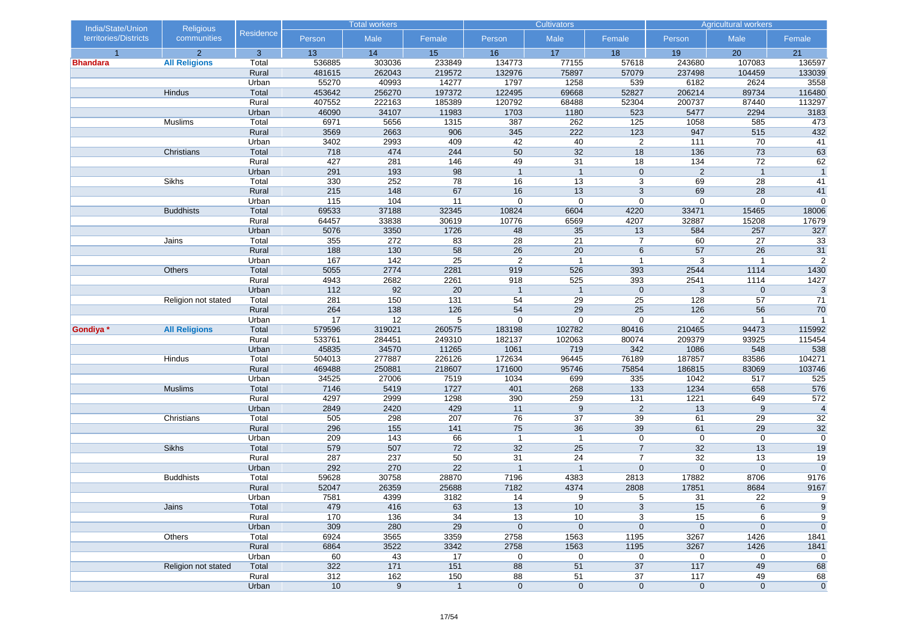| India/State/Union territories/Districts | Religious communities | Residence | Total workers | | | Cultivators | | | Agricultural workers | | |
|---|---|---|---|---|---|---|---|---|---|---|---|
| | | | Person | Male | Female | Person | Male | Female | Person | Male | Female |
| 1 | 2 | 3 | 13 | 14 | 15 | 16 | 17 | 18 | 19 | 20 | 21 |
| **Bhandara** | **All Religions** | Total | 536885 | 303036 | 233849 | 134773 | 77155 | 57618 | 243680 | 107083 | 136597 |
| | | Rural | 481615 | 262043 | 219572 | 132976 | 75897 | 57079 | 237498 | 104459 | 133039 |
| | | Urban | 55270 | 40993 | 14277 | 1797 | 1258 | 539 | 6182 | 2624 | 3558 |
| | Hindus | Total | 453642 | 256270 | 197372 | 122495 | 69668 | 52827 | 206214 | 89734 | 116480 |
| | | Rural | 407552 | 222163 | 185389 | 120792 | 68488 | 52304 | 200737 | 87440 | 113297 |
| | | Urban | 46090 | 34107 | 11983 | 1703 | 1180 | 523 | 5477 | 2294 | 3183 |
| | Muslims | Total | 6971 | 5656 | 1315 | 387 | 262 | 125 | 1058 | 585 | 473 |
| | | Rural | 3569 | 2663 | 906 | 345 | 222 | 123 | 947 | 515 | 432 |
| | | Urban | 3402 | 2993 | 409 | 42 | 40 | 2 | 111 | 70 | 41 |
| | Christians | Total | 718 | 474 | 244 | 50 | 32 | 18 | 136 | 73 | 63 |
| | | Rural | 427 | 281 | 146 | 49 | 31 | 18 | 134 | 72 | 62 |
| | | Urban | 291 | 193 | 98 | 1 | 1 | 0 | 2 | 1 | 1 |
| | Sikhs | Total | 330 | 252 | 78 | 16 | 13 | 3 | 69 | 28 | 41 |
| | | Rural | 215 | 148 | 67 | 16 | 13 | 3 | 69 | 28 | 41 |
| | | Urban | 115 | 104 | 11 | 0 | 0 | 0 | 0 | 0 | 0 |
| | Buddhists | Total | 69533 | 37188 | 32345 | 10824 | 6604 | 4220 | 33471 | 15465 | 18006 |
| | | Rural | 64457 | 33838 | 30619 | 10776 | 6569 | 4207 | 32887 | 15208 | 17679 |
| | | Urban | 5076 | 3350 | 1726 | 48 | 35 | 13 | 584 | 257 | 327 |
| | Jains | Total | 355 | 272 | 83 | 28 | 21 | 7 | 60 | 27 | 33 |
| | | Rural | 188 | 130 | 58 | 26 | 20 | 6 | 57 | 26 | 31 |
| | | Urban | 167 | 142 | 25 | 2 | 1 | 1 | 3 | 1 | 2 |
| | Others | Total | 5055 | 2774 | 2281 | 919 | 526 | 393 | 2544 | 1114 | 1430 |
| | | Rural | 4943 | 2682 | 2261 | 918 | 525 | 393 | 2541 | 1114 | 1427 |
| | | Urban | 112 | 92 | 20 | 1 | 1 | 0 | 3 | 0 | 3 |
| | Religion not stated | Total | 281 | 150 | 131 | 54 | 29 | 25 | 128 | 57 | 71 |
| | | Rural | 264 | 138 | 126 | 54 | 29 | 25 | 126 | 56 | 70 |
| | | Urban | 17 | 12 | 5 | 0 | 0 | 0 | 2 | 1 | 1 |
| **Gondiya *** | **All Religions** | Total | 579596 | 319021 | 260575 | 183198 | 102782 | 80416 | 210465 | 94473 | 115992 |
| | | Rural | 533761 | 284451 | 249310 | 182137 | 102063 | 80074 | 209379 | 93925 | 115454 |
| | | Urban | 45835 | 34570 | 11265 | 1061 | 719 | 342 | 1086 | 548 | 538 |
| | Hindus | Total | 504013 | 277887 | 226126 | 172634 | 96445 | 76189 | 187857 | 83586 | 104271 |
| | | Rural | 469488 | 250881 | 218607 | 171600 | 95746 | 75854 | 186815 | 83069 | 103746 |
| | | Urban | 34525 | 27006 | 7519 | 1034 | 699 | 335 | 1042 | 517 | 525 |
| | Muslims | Total | 7146 | 5419 | 1727 | 401 | 268 | 133 | 1234 | 658 | 576 |
| | | Rural | 4297 | 2999 | 1298 | 390 | 259 | 131 | 1221 | 649 | 572 |
| | | Urban | 2849 | 2420 | 429 | 11 | 9 | 2 | 13 | 9 | 4 |
| | Christians | Total | 505 | 298 | 207 | 76 | 37 | 39 | 61 | 29 | 32 |
| | | Rural | 296 | 155 | 141 | 75 | 36 | 39 | 61 | 29 | 32 |
| | | Urban | 209 | 143 | 66 | 1 | 1 | 0 | 0 | 0 | 0 |
| | Sikhs | Total | 579 | 507 | 72 | 32 | 25 | 7 | 32 | 13 | 19 |
| | | Rural | 287 | 237 | 50 | 31 | 24 | 7 | 32 | 13 | 19 |
| | | Urban | 292 | 270 | 22 | 1 | 1 | 0 | 0 | 0 | 0 |
| | Buddhists | Total | 59628 | 30758 | 28870 | 7196 | 4383 | 2813 | 17882 | 8706 | 9176 |
| | | Rural | 52047 | 26359 | 25688 | 7182 | 4374 | 2808 | 17851 | 8684 | 9167 |
| | | Urban | 7581 | 4399 | 3182 | 14 | 9 | 5 | 31 | 22 | 9 |
| | Jains | Total | 479 | 416 | 63 | 13 | 10 | 3 | 15 | 6 | 9 |
| | | Rural | 170 | 136 | 34 | 13 | 10 | 3 | 15 | 6 | 9 |
| | | Urban | 309 | 280 | 29 | 0 | 0 | 0 | 0 | 0 | 0 |
| | Others | Total | 6924 | 3565 | 3359 | 2758 | 1563 | 1195 | 3267 | 1426 | 1841 |
| | | Rural | 6864 | 3522 | 3342 | 2758 | 1563 | 1195 | 3267 | 1426 | 1841 |
| | | Urban | 60 | 43 | 17 | 0 | 0 | 0 | 0 | 0 | 0 |
| | Religion not stated | Total | 322 | 171 | 151 | 88 | 51 | 37 | 117 | 49 | 68 |
| | | Rural | 312 | 162 | 150 | 88 | 51 | 37 | 117 | 49 | 68 |
| | | Urban | 10 | 9 | 1 | 0 | 0 | 0 | 0 | 0 | 0 |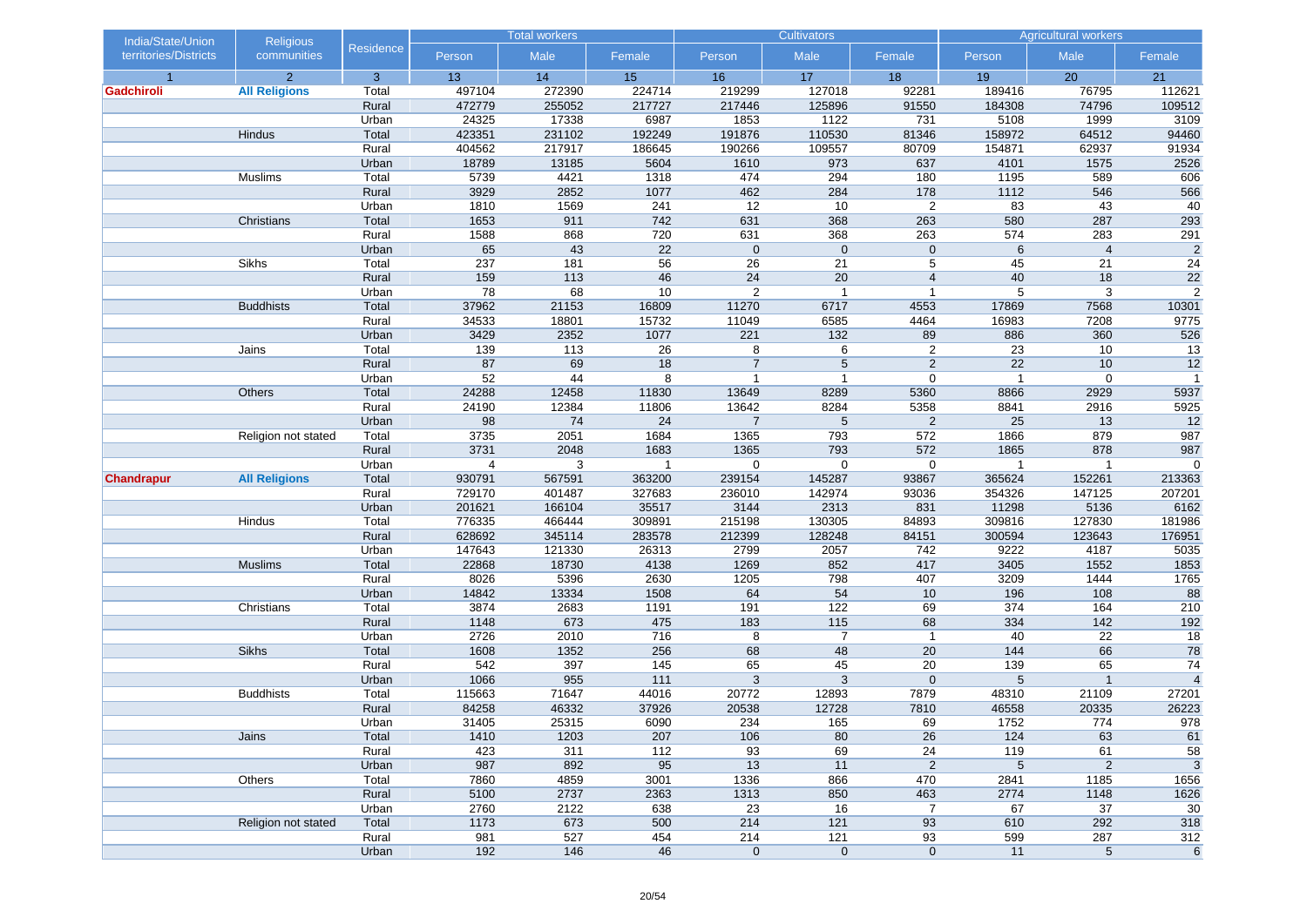| India/State/Union territories/Districts | Religious communities | Residence | Total workers | | | Cultivators | | | Agricultural workers | | |
|---|---|---|---|---|---|---|---|---|---|---|---|
| | | | Person | Male | Female | Person | Male | Female | Person | Male | Female |
| 1 | 2 | 3 | 13 | 14 | 15 | 16 | 17 | 18 | 19 | 20 | 21 |
| **Gadchiroli** | **All Religions** | Total | 497104 | 272390 | 224714 | 219299 | 127018 | 92281 | 189416 | 76795 | 112621 |
| | | Rural | 472779 | 255052 | 217727 | 217446 | 125896 | 91550 | 184308 | 74796 | 109512 |
| | | Urban | 24325 | 17338 | 6987 | 1853 | 1122 | 731 | 5108 | 1999 | 3109 |
| | Hindus | Total | 423351 | 231102 | 192249 | 191876 | 110530 | 81346 | 158972 | 64512 | 94460 |
| | | Rural | 404562 | 217917 | 186645 | 190266 | 109557 | 80709 | 154871 | 62937 | 91934 |
| | | Urban | 18789 | 13185 | 5604 | 1610 | 973 | 637 | 4101 | 1575 | 2526 |
| | Muslims | Total | 5739 | 4421 | 1318 | 474 | 294 | 180 | 1195 | 589 | 606 |
| | | Rural | 3929 | 2852 | 1077 | 462 | 284 | 178 | 1112 | 546 | 566 |
| | | Urban | 1810 | 1569 | 241 | 12 | 10 | 2 | 83 | 43 | 40 |
| | Christians | Total | 1653 | 911 | 742 | 631 | 368 | 263 | 580 | 287 | 293 |
| | | Rural | 1588 | 868 | 720 | 631 | 368 | 263 | 574 | 283 | 291 |
| | | Urban | 65 | 43 | 22 | 0 | 0 | 0 | 6 | 4 | 2 |
| | Sikhs | Total | 237 | 181 | 56 | 26 | 21 | 5 | 45 | 21 | 24 |
| | | Rural | 159 | 113 | 46 | 24 | 20 | 4 | 40 | 18 | 22 |
| | | Urban | 78 | 68 | 10 | 2 | 1 | 1 | 5 | 3 | 2 |
| | Buddhists | Total | 37962 | 21153 | 16809 | 11270 | 6717 | 4553 | 17869 | 7568 | 10301 |
| | | Rural | 34533 | 18801 | 15732 | 11049 | 6585 | 4464 | 16983 | 7208 | 9775 |
| | | Urban | 3429 | 2352 | 1077 | 221 | 132 | 89 | 886 | 360 | 526 |
| | Jains | Total | 139 | 113 | 26 | 8 | 6 | 2 | 23 | 10 | 13 |
| | | Rural | 87 | 69 | 18 | 7 | 5 | 2 | 22 | 10 | 12 |
| | | Urban | 52 | 44 | 8 | 1 | 1 | 0 | 1 | 0 | 1 |
| | Others | Total | 24288 | 12458 | 11830 | 13649 | 8289 | 5360 | 8866 | 2929 | 5937 |
| | | Rural | 24190 | 12384 | 11806 | 13642 | 8284 | 5358 | 8841 | 2916 | 5925 |
| | | Urban | 98 | 74 | 24 | 7 | 5 | 2 | 25 | 13 | 12 |
| | Religion not stated | Total | 3735 | 2051 | 1684 | 1365 | 793 | 572 | 1866 | 879 | 987 |
| | | Rural | 3731 | 2048 | 1683 | 1365 | 793 | 572 | 1865 | 878 | 987 |
| | | Urban | 4 | 3 | 1 | 0 | 0 | 0 | 1 | 1 | 0 |
| **Chandrapur** | **All Religions** | Total | 930791 | 567591 | 363200 | 239154 | 145287 | 93867 | 365624 | 152261 | 213363 |
| | | Rural | 729170 | 401487 | 327683 | 236010 | 142974 | 93036 | 354326 | 147125 | 207201 |
| | | Urban | 201621 | 166104 | 35517 | 3144 | 2313 | 831 | 11298 | 5136 | 6162 |
| | Hindus | Total | 776335 | 466444 | 309891 | 215198 | 130305 | 84893 | 309816 | 127830 | 181986 |
| | | Rural | 628692 | 345114 | 283578 | 212399 | 128248 | 84151 | 300594 | 123643 | 176951 |
| | | Urban | 147643 | 121330 | 26313 | 2799 | 2057 | 742 | 9222 | 4187 | 5035 |
| | Muslims | Total | 22868 | 18730 | 4138 | 1269 | 852 | 417 | 3405 | 1552 | 1853 |
| | | Rural | 8026 | 5396 | 2630 | 1205 | 798 | 407 | 3209 | 1444 | 1765 |
| | | Urban | 14842 | 13334 | 1508 | 64 | 54 | 10 | 196 | 108 | 88 |
| | Christians | Total | 3874 | 2683 | 1191 | 191 | 122 | 69 | 374 | 164 | 210 |
| | | Rural | 1148 | 673 | 475 | 183 | 115 | 68 | 334 | 142 | 192 |
| | | Urban | 2726 | 2010 | 716 | 8 | 7 | 1 | 40 | 22 | 18 |
| | Sikhs | Total | 1608 | 1352 | 256 | 68 | 48 | 20 | 144 | 66 | 78 |
| | | Rural | 542 | 397 | 145 | 65 | 45 | 20 | 139 | 65 | 74 |
| | | Urban | 1066 | 955 | 111 | 3 | 3 | 0 | 5 | 1 | 4 |
| | Buddhists | Total | 115663 | 71647 | 44016 | 20772 | 12893 | 7879 | 48310 | 21109 | 27201 |
| | | Rural | 84258 | 46332 | 37926 | 20538 | 12728 | 7810 | 46558 | 20335 | 26223 |
| | | Urban | 31405 | 25315 | 6090 | 234 | 165 | 69 | 1752 | 774 | 978 |
| | Jains | Total | 1410 | 1203 | 207 | 106 | 80 | 26 | 124 | 63 | 61 |
| | | Rural | 423 | 311 | 112 | 93 | 69 | 24 | 119 | 61 | 58 |
| | | Urban | 987 | 892 | 95 | 13 | 11 | 2 | 5 | 2 | 3 |
| | Others | Total | 7860 | 4859 | 3001 | 1336 | 866 | 470 | 2841 | 1185 | 1656 |
| | | Rural | 5100 | 2737 | 2363 | 1313 | 850 | 463 | 2774 | 1148 | 1626 |
| | | Urban | 2760 | 2122 | 638 | 23 | 16 | 7 | 67 | 37 | 30 |
| | Religion not stated | Total | 1173 | 673 | 500 | 214 | 121 | 93 | 610 | 292 | 318 |
| | | Rural | 981 | 527 | 454 | 214 | 121 | 93 | 599 | 287 | 312 |
| | | Urban | 192 | 146 | 46 | 0 | 0 | 0 | 11 | 5 | 6 |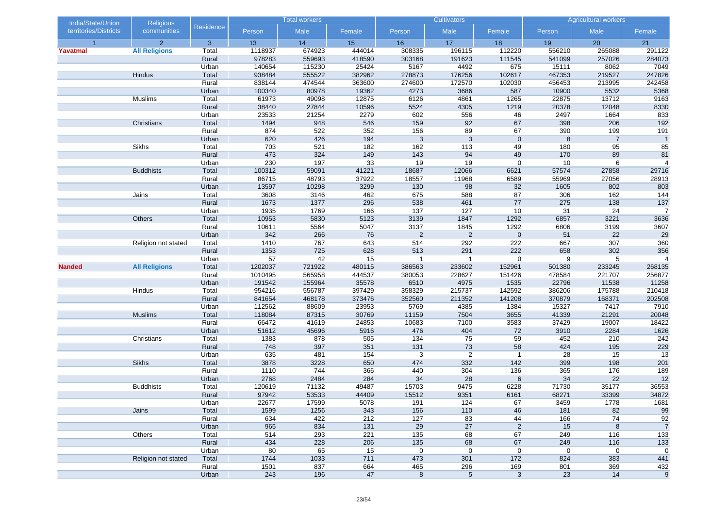| India/State/Union territories/Districts | Religious communities | Residence | Total workers | | | Cultivators | | | Agricultural workers | | |
|---|---|---|---|---|---|---|---|---|---|---|---|
| | | | Person | Male | Female | Person | Male | Female | Person | Male | Female |
| 1 | 2 | 3 | 13 | 14 | 15 | 16 | 17 | 18 | 19 | 20 | 21 |
| **Yavatmal** | **All Religions** | Total | 1118937 | 674923 | 444014 | 308335 | 196115 | 112220 | 556210 | 265088 | 291122 |
| | | Rural | 978283 | 559693 | 418590 | 303168 | 191623 | 111545 | 541099 | 257026 | 284073 |
| | | Urban | 140654 | 115230 | 25424 | 5167 | 4492 | 675 | 15111 | 8062 | 7049 |
| | Hindus | Total | 938484 | 555522 | 382962 | 278873 | 176256 | 102617 | 467353 | 219527 | 247826 |
| | | Rural | 838144 | 474544 | 363600 | 274600 | 172570 | 102030 | 456453 | 213995 | 242458 |
| | | Urban | 100340 | 80978 | 19362 | 4273 | 3686 | 587 | 10900 | 5532 | 5368 |
| | Muslims | Total | 61973 | 49098 | 12875 | 6126 | 4861 | 1265 | 22875 | 13712 | 9163 |
| | | Rural | 38440 | 27844 | 10596 | 5524 | 4305 | 1219 | 20378 | 12048 | 8330 |
| | | Urban | 23533 | 21254 | 2279 | 602 | 556 | 46 | 2497 | 1664 | 833 |
| | Christians | Total | 1494 | 948 | 546 | 159 | 92 | 67 | 398 | 206 | 192 |
| | | Rural | 874 | 522 | 352 | 156 | 89 | 67 | 390 | 199 | 191 |
| | | Urban | 620 | 426 | 194 | 3 | 3 | 0 | 8 | 7 | 1 |
| | Sikhs | Total | 703 | 521 | 182 | 162 | 113 | 49 | 180 | 95 | 85 |
| | | Rural | 473 | 324 | 149 | 143 | 94 | 49 | 170 | 89 | 81 |
| | | Urban | 230 | 197 | 33 | 19 | 19 | 0 | 10 | 6 | 4 |
| | Buddhists | Total | 100312 | 59091 | 41221 | 18687 | 12066 | 6621 | 57574 | 27858 | 29716 |
| | | Rural | 86715 | 48793 | 37922 | 18557 | 11968 | 6589 | 55969 | 27056 | 28913 |
| | | Urban | 13597 | 10298 | 3299 | 130 | 98 | 32 | 1605 | 802 | 803 |
| | Jains | Total | 3608 | 3146 | 462 | 675 | 588 | 87 | 306 | 162 | 144 |
| | | Rural | 1673 | 1377 | 296 | 538 | 461 | 77 | 275 | 138 | 137 |
| | | Urban | 1935 | 1769 | 166 | 137 | 127 | 10 | 31 | 24 | 7 |
| | Others | Total | 10953 | 5830 | 5123 | 3139 | 1847 | 1292 | 6857 | 3221 | 3636 |
| | | Rural | 10611 | 5564 | 5047 | 3137 | 1845 | 1292 | 6806 | 3199 | 3607 |
| | | Urban | 342 | 266 | 76 | 2 | 2 | 0 | 51 | 22 | 29 |
| | Religion not stated | Total | 1410 | 767 | 643 | 514 | 292 | 222 | 667 | 307 | 360 |
| | | Rural | 1353 | 725 | 628 | 513 | 291 | 222 | 658 | 302 | 356 |
| | | Urban | 57 | 42 | 15 | 1 | 1 | 0 | 9 | 5 | 4 |
| **Nanded** | **All Religions** | Total | 1202037 | 721922 | 480115 | 386563 | 233602 | 152961 | 501380 | 233245 | 268135 |
| | | Rural | 1010495 | 565958 | 444537 | 380053 | 228627 | 151426 | 478584 | 221707 | 256877 |
| | | Urban | 191542 | 155964 | 35578 | 6510 | 4975 | 1535 | 22796 | 11538 | 11258 |
| | Hindus | Total | 954216 | 556787 | 397429 | 358329 | 215737 | 142592 | 386206 | 175788 | 210418 |
| | | Rural | 841654 | 468178 | 373476 | 352560 | 211352 | 141208 | 370879 | 168371 | 202508 |
| | | Urban | 112562 | 88609 | 23953 | 5769 | 4385 | 1384 | 15327 | 7417 | 7910 |
| | Muslims | Total | 118084 | 87315 | 30769 | 11159 | 7504 | 3655 | 41339 | 21291 | 20048 |
| | | Rural | 66472 | 41619 | 24853 | 10683 | 7100 | 3583 | 37429 | 19007 | 18422 |
| | | Urban | 51612 | 45696 | 5916 | 476 | 404 | 72 | 3910 | 2284 | 1626 |
| | Christians | Total | 1383 | 878 | 505 | 134 | 75 | 59 | 452 | 210 | 242 |
| | | Rural | 748 | 397 | 351 | 131 | 73 | 58 | 424 | 195 | 229 |
| | | Urban | 635 | 481 | 154 | 3 | 2 | 1 | 28 | 15 | 13 |
| | Sikhs | Total | 3878 | 3228 | 650 | 474 | 332 | 142 | 399 | 198 | 201 |
| | | Rural | 1110 | 744 | 366 | 440 | 304 | 136 | 365 | 176 | 189 |
| | | Urban | 2768 | 2484 | 284 | 34 | 28 | 6 | 34 | 22 | 12 |
| | Buddhists | Total | 120619 | 71132 | 49487 | 15703 | 9475 | 6228 | 71730 | 35177 | 36553 |
| | | Rural | 97942 | 53533 | 44409 | 15512 | 9351 | 6161 | 68271 | 33399 | 34872 |
| | | Urban | 22677 | 17599 | 5078 | 191 | 124 | 67 | 3459 | 1778 | 1681 |
| | Jains | Total | 1599 | 1256 | 343 | 156 | 110 | 46 | 181 | 82 | 99 |
| | | Rural | 634 | 422 | 212 | 127 | 83 | 44 | 166 | 74 | 92 |
| | | Urban | 965 | 834 | 131 | 29 | 27 | 2 | 15 | 8 | 7 |
| | Others | Total | 514 | 293 | 221 | 135 | 68 | 67 | 249 | 116 | 133 |
| | | Rural | 434 | 228 | 206 | 135 | 68 | 67 | 249 | 116 | 133 |
| | | Urban | 80 | 65 | 15 | 0 | 0 | 0 | 0 | 0 | 0 |
| | Religion not stated | Total | 1744 | 1033 | 711 | 473 | 301 | 172 | 824 | 383 | 441 |
| | | Rural | 1501 | 837 | 664 | 465 | 296 | 169 | 801 | 369 | 432 |
| | | Urban | 243 | 196 | 47 | 8 | 5 | 3 | 23 | 14 | 9 |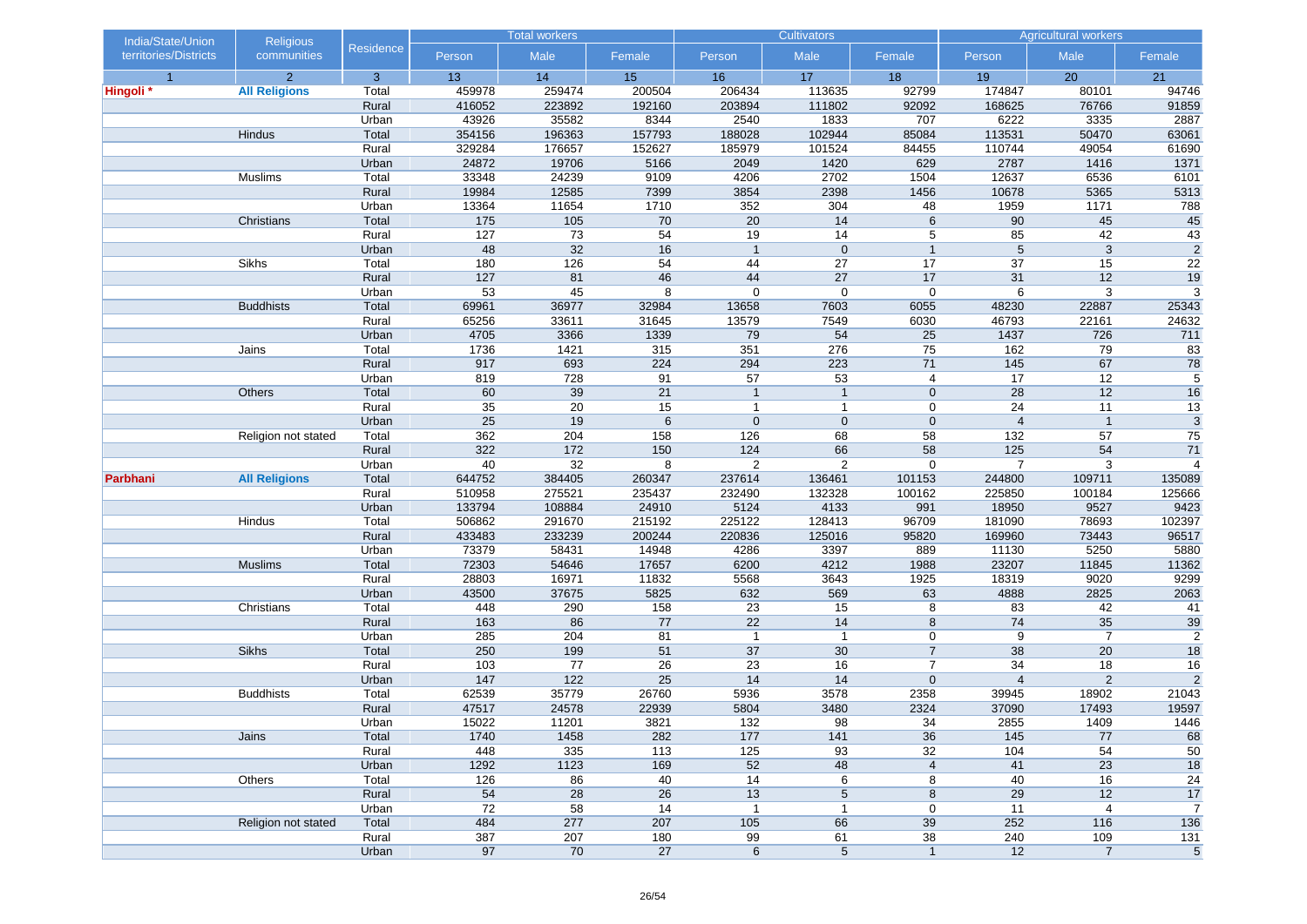| India/State/Union territories/Districts | Religious communities | Residence | Total workers | | | Cultivators | | | Agricultural workers | | |
|---|---|---|---|---|---|---|---|---|---|---|---|
| | | | Person | Male | Female | Person | Male | Female | Person | Male | Female |
| 1 | 2 | 3 | 13 | 14 | 15 | 16 | 17 | 18 | 19 | 20 | 21 |
| **Hingoli *** | **All Religions** | Total | 459978 | 259474 | 200504 | 206434 | 113635 | 92799 | 174847 | 80101 | 94746 |
| | | Rural | 416052 | 223892 | 192160 | 203894 | 111802 | 92092 | 168625 | 76766 | 91859 |
| | | Urban | 43926 | 35582 | 8344 | 2540 | 1833 | 707 | 6222 | 3335 | 2887 |
| | Hindus | Total | 354156 | 196363 | 157793 | 188028 | 102944 | 85084 | 113531 | 50470 | 63061 |
| | | Rural | 329284 | 176657 | 152627 | 185979 | 101524 | 84455 | 110744 | 49054 | 61690 |
| | | Urban | 24872 | 19706 | 5166 | 2049 | 1420 | 629 | 2787 | 1416 | 1371 |
| | Muslims | Total | 33348 | 24239 | 9109 | 4206 | 2702 | 1504 | 12637 | 6536 | 6101 |
| | | Rural | 19984 | 12585 | 7399 | 3854 | 2398 | 1456 | 10678 | 5365 | 5313 |
| | | Urban | 13364 | 11654 | 1710 | 352 | 304 | 48 | 1959 | 1171 | 788 |
| | Christians | Total | 175 | 105 | 70 | 20 | 14 | 6 | 90 | 45 | 45 |
| | | Rural | 127 | 73 | 54 | 19 | 14 | 5 | 85 | 42 | 43 |
| | | Urban | 48 | 32 | 16 | 1 | 0 | 1 | 5 | 3 | 2 |
| | Sikhs | Total | 180 | 126 | 54 | 44 | 27 | 17 | 37 | 15 | 22 |
| | | Rural | 127 | 81 | 46 | 44 | 27 | 17 | 31 | 12 | 19 |
| | | Urban | 53 | 45 | 8 | 0 | 0 | 0 | 6 | 3 | 3 |
| | Buddhists | Total | 69961 | 36977 | 32984 | 13658 | 7603 | 6055 | 48230 | 22887 | 25343 |
| | | Rural | 65256 | 33611 | 31645 | 13579 | 7549 | 6030 | 46793 | 22161 | 24632 |
| | | Urban | 4705 | 3366 | 1339 | 79 | 54 | 25 | 1437 | 726 | 711 |
| | Jains | Total | 1736 | 1421 | 315 | 351 | 276 | 75 | 162 | 79 | 83 |
| | | Rural | 917 | 693 | 224 | 294 | 223 | 71 | 145 | 67 | 78 |
| | | Urban | 819 | 728 | 91 | 57 | 53 | 4 | 17 | 12 | 5 |
| | Others | Total | 60 | 39 | 21 | 1 | 1 | 0 | 28 | 12 | 16 |
| | | Rural | 35 | 20 | 15 | 1 | 1 | 0 | 24 | 11 | 13 |
| | | Urban | 25 | 19 | 6 | 0 | 0 | 0 | 4 | 1 | 3 |
| | Religion not stated | Total | 362 | 204 | 158 | 126 | 68 | 58 | 132 | 57 | 75 |
| | | Rural | 322 | 172 | 150 | 124 | 66 | 58 | 125 | 54 | 71 |
| | | Urban | 40 | 32 | 8 | 2 | 2 | 0 | 7 | 3 | 4 |
| **Parbhani** | **All Religions** | Total | 644752 | 384405 | 260347 | 237614 | 136461 | 101153 | 244800 | 109711 | 135089 |
| | | Rural | 510958 | 275521 | 235437 | 232490 | 132328 | 100162 | 225850 | 100184 | 125666 |
| | | Urban | 133794 | 108884 | 24910 | 5124 | 4133 | 991 | 18950 | 9527 | 9423 |
| | Hindus | Total | 506862 | 291670 | 215192 | 225122 | 128413 | 96709 | 181090 | 78693 | 102397 |
| | | Rural | 433483 | 233239 | 200244 | 220836 | 125016 | 95820 | 169960 | 73443 | 96517 |
| | | Urban | 73379 | 58431 | 14948 | 4286 | 3397 | 889 | 11130 | 5250 | 5880 |
| | Muslims | Total | 72303 | 54646 | 17657 | 6200 | 4212 | 1988 | 23207 | 11845 | 11362 |
| | | Rural | 28803 | 16971 | 11832 | 5568 | 3643 | 1925 | 18319 | 9020 | 9299 |
| | | Urban | 43500 | 37675 | 5825 | 632 | 569 | 63 | 4888 | 2825 | 2063 |
| | Christians | Total | 448 | 290 | 158 | 23 | 15 | 8 | 83 | 42 | 41 |
| | | Rural | 163 | 86 | 77 | 22 | 14 | 8 | 74 | 35 | 39 |
| | | Urban | 285 | 204 | 81 | 1 | 1 | 0 | 9 | 7 | 2 |
| | Sikhs | Total | 250 | 199 | 51 | 37 | 30 | 7 | 38 | 20 | 18 |
| | | Rural | 103 | 77 | 26 | 23 | 16 | 7 | 34 | 18 | 16 |
| | | Urban | 147 | 122 | 25 | 14 | 14 | 0 | 4 | 2 | 2 |
| | Buddhists | Total | 62539 | 35779 | 26760 | 5936 | 3578 | 2358 | 39945 | 18902 | 21043 |
| | | Rural | 47517 | 24578 | 22939 | 5804 | 3480 | 2324 | 37090 | 17493 | 19597 |
| | | Urban | 15022 | 11201 | 3821 | 132 | 98 | 34 | 2855 | 1409 | 1446 |
| | Jains | Total | 1740 | 1458 | 282 | 177 | 141 | 36 | 145 | 77 | 68 |
| | | Rural | 448 | 335 | 113 | 125 | 93 | 32 | 104 | 54 | 50 |
| | | Urban | 1292 | 1123 | 169 | 52 | 48 | 4 | 41 | 23 | 18 |
| | Others | Total | 126 | 86 | 40 | 14 | 6 | 8 | 40 | 16 | 24 |
| | | Rural | 54 | 28 | 26 | 13 | 5 | 8 | 29 | 12 | 17 |
| | | Urban | 72 | 58 | 14 | 1 | 1 | 0 | 11 | 4 | 7 |
| | Religion not stated | Total | 484 | 277 | 207 | 105 | 66 | 39 | 252 | 116 | 136 |
| | | Rural | 387 | 207 | 180 | 99 | 61 | 38 | 240 | 109 | 131 |
| | | Urban | 97 | 70 | 27 | 6 | 5 | 1 | 12 | 7 | 5 |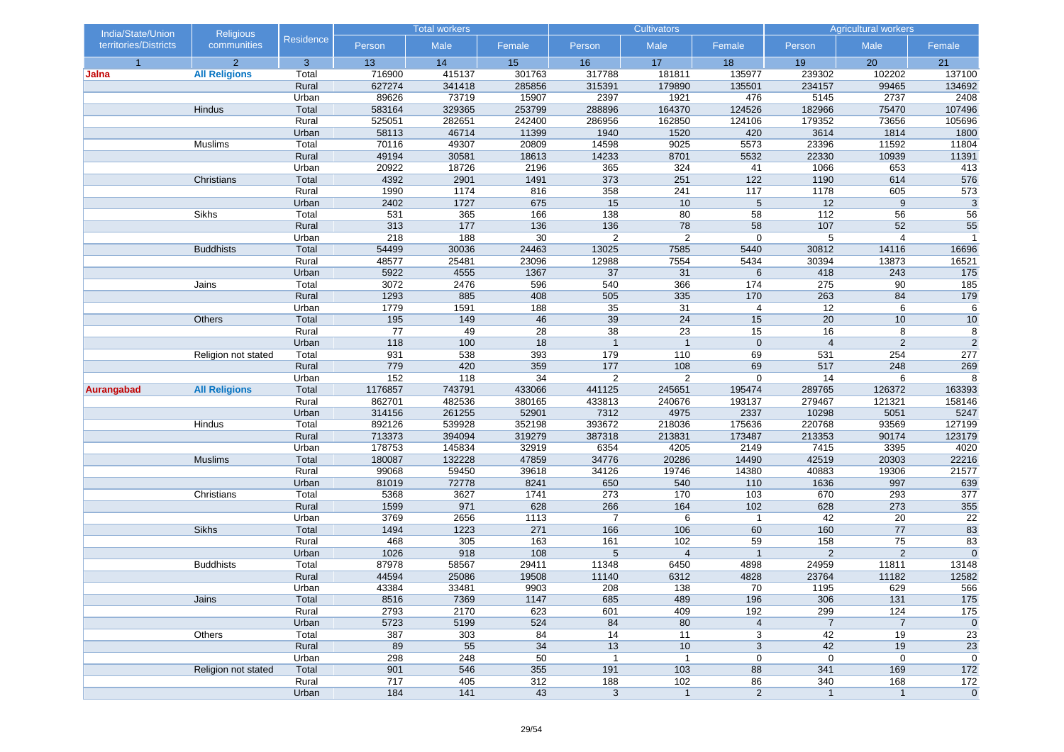| India/State/Union territories/Districts | Religious communities | Residence | Total workers | | | Cultivators | | | Agricultural workers | | |
|---|---|---|---|---|---|---|---|---|---|---|---|
| | | | Person | Male | Female | Person | Male | Female | Person | Male | Female |
| 1 | 2 | 3 | 13 | 14 | 15 | 16 | 17 | 18 | 19 | 20 | 21 |
| **Jalna** | **All Religions** | Total | 716900 | 415137 | 301763 | 317788 | 181811 | 135977 | 239302 | 102202 | 137100 |
| | | Rural | 627274 | 341418 | 285856 | 315391 | 179890 | 135501 | 234157 | 99465 | 134692 |
| | | Urban | 89626 | 73719 | 15907 | 2397 | 1921 | 476 | 5145 | 2737 | 2408 |
| | Hindus | Total | 583164 | 329365 | 253799 | 288896 | 164370 | 124526 | 182966 | 75470 | 107496 |
| | | Rural | 525051 | 282651 | 242400 | 286956 | 162850 | 124106 | 179352 | 73656 | 105696 |
| | | Urban | 58113 | 46714 | 11399 | 1940 | 1520 | 420 | 3614 | 1814 | 1800 |
| | Muslims | Total | 70116 | 49307 | 20809 | 14598 | 9025 | 5573 | 23396 | 11592 | 11804 |
| | | Rural | 49194 | 30581 | 18613 | 14233 | 8701 | 5532 | 22330 | 10939 | 11391 |
| | | Urban | 20922 | 18726 | 2196 | 365 | 324 | 41 | 1066 | 653 | 413 |
| | Christians | Total | 4392 | 2901 | 1491 | 373 | 251 | 122 | 1190 | 614 | 576 |
| | | Rural | 1990 | 1174 | 816 | 358 | 241 | 117 | 1178 | 605 | 573 |
| | | Urban | 2402 | 1727 | 675 | 15 | 10 | 5 | 12 | 9 | 3 |
| | Sikhs | Total | 531 | 365 | 166 | 138 | 80 | 58 | 112 | 56 | 56 |
| | | Rural | 313 | 177 | 136 | 136 | 78 | 58 | 107 | 52 | 55 |
| | | Urban | 218 | 188 | 30 | 2 | 2 | 0 | 5 | 4 | 1 |
| | Buddhists | Total | 54499 | 30036 | 24463 | 13025 | 7585 | 5440 | 30812 | 14116 | 16696 |
| | | Rural | 48577 | 25481 | 23096 | 12988 | 7554 | 5434 | 30394 | 13873 | 16521 |
| | | Urban | 5922 | 4555 | 1367 | 37 | 31 | 6 | 418 | 243 | 175 |
| | Jains | Total | 3072 | 2476 | 596 | 540 | 366 | 174 | 275 | 90 | 185 |
| | | Rural | 1293 | 885 | 408 | 505 | 335 | 170 | 263 | 84 | 179 |
| | | Urban | 1779 | 1591 | 188 | 35 | 31 | 4 | 12 | 6 | 6 |
| | Others | Total | 195 | 149 | 46 | 39 | 24 | 15 | 20 | 10 | 10 |
| | | Rural | 77 | 49 | 28 | 38 | 23 | 15 | 16 | 8 | 8 |
| | | Urban | 118 | 100 | 18 | 1 | 1 | 0 | 4 | 2 | 2 |
| | Religion not stated | Total | 931 | 538 | 393 | 179 | 110 | 69 | 531 | 254 | 277 |
| | | Rural | 779 | 420 | 359 | 177 | 108 | 69 | 517 | 248 | 269 |
| | | Urban | 152 | 118 | 34 | 2 | 2 | 0 | 14 | 6 | 8 |
| **Aurangabad** | **All Religions** | Total | 1176857 | 743791 | 433066 | 441125 | 245651 | 195474 | 289765 | 126372 | 163393 |
| | | Rural | 862701 | 482536 | 380165 | 433813 | 240676 | 193137 | 279467 | 121321 | 158146 |
| | | Urban | 314156 | 261255 | 52901 | 7312 | 4975 | 2337 | 10298 | 5051 | 5247 |
| | Hindus | Total | 892126 | 539928 | 352198 | 393672 | 218036 | 175636 | 220768 | 93569 | 127199 |
| | | Rural | 713373 | 394094 | 319279 | 387318 | 213831 | 173487 | 213353 | 90174 | 123179 |
| | | Urban | 178753 | 145834 | 32919 | 6354 | 4205 | 2149 | 7415 | 3395 | 4020 |
| | Muslims | Total | 180087 | 132228 | 47859 | 34776 | 20286 | 14490 | 42519 | 20303 | 22216 |
| | | Rural | 99068 | 59450 | 39618 | 34126 | 19746 | 14380 | 40883 | 19306 | 21577 |
| | | Urban | 81019 | 72778 | 8241 | 650 | 540 | 110 | 1636 | 997 | 639 |
| | Christians | Total | 5368 | 3627 | 1741 | 273 | 170 | 103 | 670 | 293 | 377 |
| | | Rural | 1599 | 971 | 628 | 266 | 164 | 102 | 628 | 273 | 355 |
| | | Urban | 3769 | 2656 | 1113 | 7 | 6 | 1 | 42 | 20 | 22 |
| | Sikhs | Total | 1494 | 1223 | 271 | 166 | 106 | 60 | 160 | 77 | 83 |
| | | Rural | 468 | 305 | 163 | 161 | 102 | 59 | 158 | 75 | 83 |
| | | Urban | 1026 | 918 | 108 | 5 | 4 | 1 | 2 | 2 | 0 |
| | Buddhists | Total | 87978 | 58567 | 29411 | 11348 | 6450 | 4898 | 24959 | 11811 | 13148 |
| | | Rural | 44594 | 25086 | 19508 | 11140 | 6312 | 4828 | 23764 | 11182 | 12582 |
| | | Urban | 43384 | 33481 | 9903 | 208 | 138 | 70 | 1195 | 629 | 566 |
| | Jains | Total | 8516 | 7369 | 1147 | 685 | 489 | 196 | 306 | 131 | 175 |
| | | Rural | 2793 | 2170 | 623 | 601 | 409 | 192 | 299 | 124 | 175 |
| | | Urban | 5723 | 5199 | 524 | 84 | 80 | 4 | 7 | 7 | 0 |
| | Others | Total | 387 | 303 | 84 | 14 | 11 | 3 | 42 | 19 | 23 |
| | | Rural | 89 | 55 | 34 | 13 | 10 | 3 | 42 | 19 | 23 |
| | | Urban | 298 | 248 | 50 | 1 | 1 | 0 | 0 | 0 | 0 |
| | Religion not stated | Total | 901 | 546 | 355 | 191 | 103 | 88 | 341 | 169 | 172 |
| | | Rural | 717 | 405 | 312 | 188 | 102 | 86 | 340 | 168 | 172 |
| | | Urban | 184 | 141 | 43 | 3 | 1 | 2 | 1 | 1 | 0 |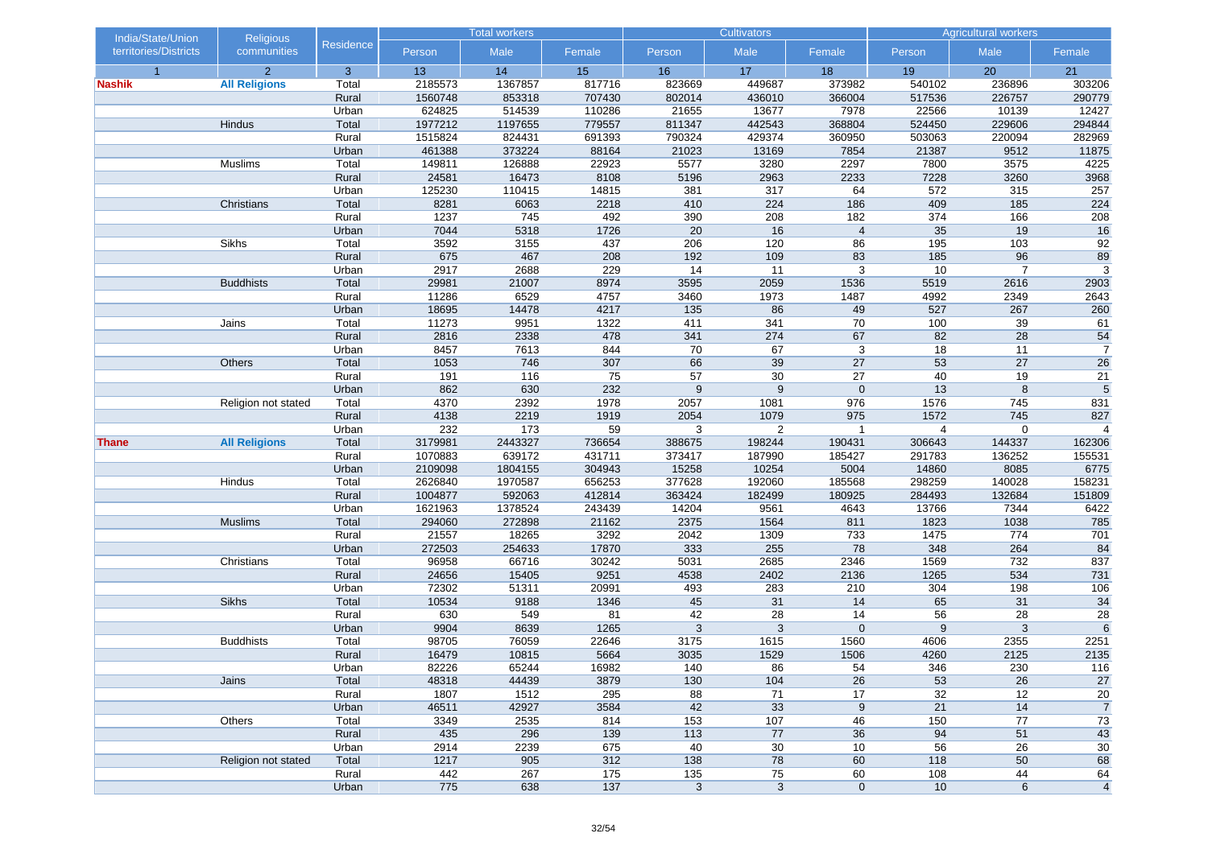| India/State/Union territories/Districts | Religious communities | Residence | Total workers | | | Cultivators | | | Agricultural workers | | |
|---|---|---|---|---|---|---|---|---|---|---|---|
| | | | Person | Male | Female | Person | Male | Female | Person | Male | Female |
| 1 | 2 | 3 | 13 | 14 | 15 | 16 | 17 | 18 | 19 | 20 | 21 |
| **Nashik** | **All Religions** | Total | 2185573 | 1367857 | 817716 | 823669 | 449687 | 373982 | 540102 | 236896 | 303206 |
| | | Rural | 1560748 | 853318 | 707430 | 802014 | 436010 | 366004 | 517536 | 226757 | 290779 |
| | | Urban | 624825 | 514539 | 110286 | 21655 | 13677 | 7978 | 22566 | 10139 | 12427 |
| | Hindus | Total | 1977212 | 1197655 | 779557 | 811347 | 442543 | 368804 | 524450 | 229606 | 294844 |
| | | Rural | 1515824 | 824431 | 691393 | 790324 | 429374 | 360950 | 503063 | 220094 | 282969 |
| | | Urban | 461388 | 373224 | 88164 | 21023 | 13169 | 7854 | 21387 | 9512 | 11875 |
| | Muslims | Total | 149811 | 126888 | 22923 | 5577 | 3280 | 2297 | 7800 | 3575 | 4225 |
| | | Rural | 24581 | 16473 | 8108 | 5196 | 2963 | 2233 | 7228 | 3260 | 3968 |
| | | Urban | 125230 | 110415 | 14815 | 381 | 317 | 64 | 572 | 315 | 257 |
| | Christians | Total | 8281 | 6063 | 2218 | 410 | 224 | 186 | 409 | 185 | 224 |
| | | Rural | 1237 | 745 | 492 | 390 | 208 | 182 | 374 | 166 | 208 |
| | | Urban | 7044 | 5318 | 1726 | 20 | 16 | 4 | 35 | 19 | 16 |
| | Sikhs | Total | 3592 | 3155 | 437 | 206 | 120 | 86 | 195 | 103 | 92 |
| | | Rural | 675 | 467 | 208 | 192 | 109 | 83 | 185 | 96 | 89 |
| | | Urban | 2917 | 2688 | 229 | 14 | 11 | 3 | 10 | 7 | 3 |
| | Buddhists | Total | 29981 | 21007 | 8974 | 3595 | 2059 | 1536 | 5519 | 2616 | 2903 |
| | | Rural | 11286 | 6529 | 4757 | 3460 | 1973 | 1487 | 4992 | 2349 | 2643 |
| | | Urban | 18695 | 14478 | 4217 | 135 | 86 | 49 | 527 | 267 | 260 |
| | Jains | Total | 11273 | 9951 | 1322 | 411 | 341 | 70 | 100 | 39 | 61 |
| | | Rural | 2816 | 2338 | 478 | 341 | 274 | 67 | 82 | 28 | 54 |
| | | Urban | 8457 | 7613 | 844 | 70 | 67 | 3 | 18 | 11 | 7 |
| | Others | Total | 1053 | 746 | 307 | 66 | 39 | 27 | 53 | 27 | 26 |
| | | Rural | 191 | 116 | 75 | 57 | 30 | 27 | 40 | 19 | 21 |
| | | Urban | 862 | 630 | 232 | 9 | 9 | 0 | 13 | 8 | 5 |
| | Religion not stated | Total | 4370 | 2392 | 1978 | 2057 | 1081 | 976 | 1576 | 745 | 831 |
| | | Rural | 4138 | 2219 | 1919 | 2054 | 1079 | 975 | 1572 | 745 | 827 |
| | | Urban | 232 | 173 | 59 | 3 | 2 | 1 | 4 | 0 | 4 |
| **Thane** | **All Religions** | Total | 3179981 | 2443327 | 736654 | 388675 | 198244 | 190431 | 306643 | 144337 | 162306 |
| | | Rural | 1070883 | 639172 | 431711 | 373417 | 187990 | 185427 | 291783 | 136252 | 155531 |
| | | Urban | 2109098 | 1804155 | 304943 | 15258 | 10254 | 5004 | 14860 | 8085 | 6775 |
| | Hindus | Total | 2626840 | 1970587 | 656253 | 377628 | 192060 | 185568 | 298259 | 140028 | 158231 |
| | | Rural | 1004877 | 592063 | 412814 | 363424 | 182499 | 180925 | 284493 | 132684 | 151809 |
| | | Urban | 1621963 | 1378524 | 243439 | 14204 | 9561 | 4643 | 13766 | 7344 | 6422 |
| | Muslims | Total | 294060 | 272898 | 21162 | 2375 | 1564 | 811 | 1823 | 1038 | 785 |
| | | Rural | 21557 | 18265 | 3292 | 2042 | 1309 | 733 | 1475 | 774 | 701 |
| | | Urban | 272503 | 254633 | 17870 | 333 | 255 | 78 | 348 | 264 | 84 |
| | Christians | Total | 96958 | 66716 | 30242 | 5031 | 2685 | 2346 | 1569 | 732 | 837 |
| | | Rural | 24656 | 15405 | 9251 | 4538 | 2402 | 2136 | 1265 | 534 | 731 |
| | | Urban | 72302 | 51311 | 20991 | 493 | 283 | 210 | 304 | 198 | 106 |
| | Sikhs | Total | 10534 | 9188 | 1346 | 45 | 31 | 14 | 65 | 31 | 34 |
| | | Rural | 630 | 549 | 81 | 42 | 28 | 14 | 56 | 28 | 28 |
| | | Urban | 9904 | 8639 | 1265 | 3 | 3 | 0 | 9 | 3 | 6 |
| | Buddhists | Total | 98705 | 76059 | 22646 | 3175 | 1615 | 1560 | 4606 | 2355 | 2251 |
| | | Rural | 16479 | 10815 | 5664 | 3035 | 1529 | 1506 | 4260 | 2125 | 2135 |
| | | Urban | 82226 | 65244 | 16982 | 140 | 86 | 54 | 346 | 230 | 116 |
| | Jains | Total | 48318 | 44439 | 3879 | 130 | 104 | 26 | 53 | 26 | 27 |
| | | Rural | 1807 | 1512 | 295 | 88 | 71 | 17 | 32 | 12 | 20 |
| | | Urban | 46511 | 42927 | 3584 | 42 | 33 | 9 | 21 | 14 | 7 |
| | Others | Total | 3349 | 2535 | 814 | 153 | 107 | 46 | 150 | 77 | 73 |
| | | Rural | 435 | 296 | 139 | 113 | 77 | 36 | 94 | 51 | 43 |
| | | Urban | 2914 | 2239 | 675 | 40 | 30 | 10 | 56 | 26 | 30 |
| | Religion not stated | Total | 1217 | 905 | 312 | 138 | 78 | 60 | 118 | 50 | 68 |
| | | Rural | 442 | 267 | 175 | 135 | 75 | 60 | 108 | 44 | 64 |
| | | Urban | 775 | 638 | 137 | 3 | 3 | 0 | 10 | 6 | 4 |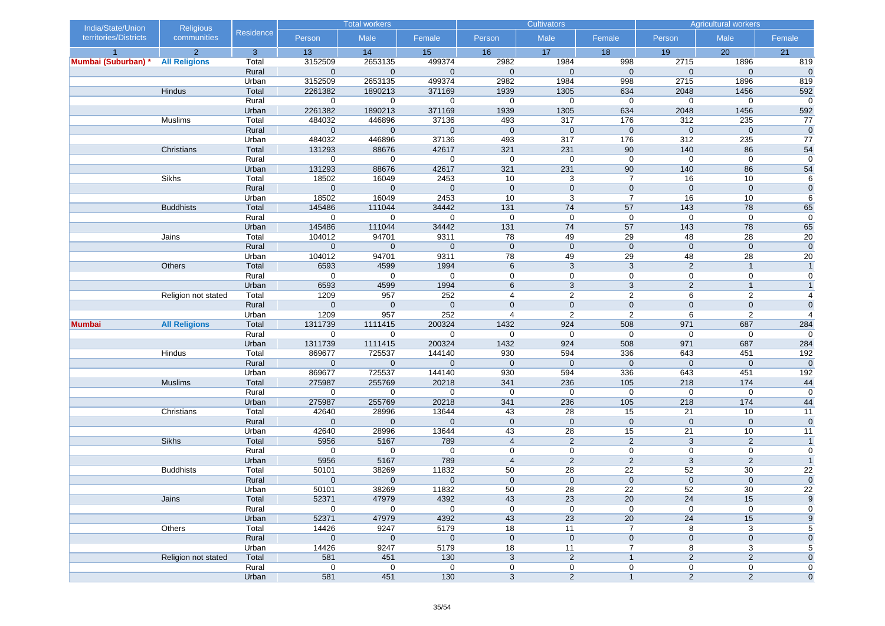| India/State/Union territories/Districts | Religious communities | Residence | Total workers | | | Cultivators | | | Agricultural workers | | |
|---|---|---|---|---|---|---|---|---|---|---|---|
| | | | Person | Male | Female | Person | Male | Female | Person | Male | Female |
| 1 | 2 | 3 | 13 | 14 | 15 | 16 | 17 | 18 | 19 | 20 | 21 |
| **Mumbai (Suburban) *** | **All Religions** | Total | 3152509 | 2653135 | 499374 | 2982 | 1984 | 998 | 2715 | 1896 | 819 |
| | | Rural | 0 | 0 | 0 | 0 | 0 | 0 | 0 | 0 | 0 |
| | | Urban | 3152509 | 2653135 | 499374 | 2982 | 1984 | 998 | 2715 | 1896 | 819 |
| | Hindus | Total | 2261382 | 1890213 | 371169 | 1939 | 1305 | 634 | 2048 | 1456 | 592 |
| | | Rural | 0 | 0 | 0 | 0 | 0 | 0 | 0 | 0 | 0 |
| | | Urban | 2261382 | 1890213 | 371169 | 1939 | 1305 | 634 | 2048 | 1456 | 592 |
| | Muslims | Total | 484032 | 446896 | 37136 | 493 | 317 | 176 | 312 | 235 | 77 |
| | | Rural | 0 | 0 | 0 | 0 | 0 | 0 | 0 | 0 | 0 |
| | | Urban | 484032 | 446896 | 37136 | 493 | 317 | 176 | 312 | 235 | 77 |
| | Christians | Total | 131293 | 88676 | 42617 | 321 | 231 | 90 | 140 | 86 | 54 |
| | | Rural | 0 | 0 | 0 | 0 | 0 | 0 | 0 | 0 | 0 |
| | | Urban | 131293 | 88676 | 42617 | 321 | 231 | 90 | 140 | 86 | 54 |
| | Sikhs | Total | 18502 | 16049 | 2453 | 10 | 3 | 7 | 16 | 10 | 6 |
| | | Rural | 0 | 0 | 0 | 0 | 0 | 0 | 0 | 0 | 0 |
| | | Urban | 18502 | 16049 | 2453 | 10 | 3 | 7 | 16 | 10 | 6 |
| | Buddhists | Total | 145486 | 111044 | 34442 | 131 | 74 | 57 | 143 | 78 | 65 |
| | | Rural | 0 | 0 | 0 | 0 | 0 | 0 | 0 | 0 | 0 |
| | | Urban | 145486 | 111044 | 34442 | 131 | 74 | 57 | 143 | 78 | 65 |
| | Jains | Total | 104012 | 94701 | 9311 | 78 | 49 | 29 | 48 | 28 | 20 |
| | | Rural | 0 | 0 | 0 | 0 | 0 | 0 | 0 | 0 | 0 |
| | | Urban | 104012 | 94701 | 9311 | 78 | 49 | 29 | 48 | 28 | 20 |
| | Others | Total | 6593 | 4599 | 1994 | 6 | 3 | 3 | 2 | 1 | 1 |
| | | Rural | 0 | 0 | 0 | 0 | 0 | 0 | 0 | 0 | 0 |
| | | Urban | 6593 | 4599 | 1994 | 6 | 3 | 3 | 2 | 1 | 1 |
| | Religion not stated | Total | 1209 | 957 | 252 | 4 | 2 | 2 | 6 | 2 | 4 |
| | | Rural | 0 | 0 | 0 | 0 | 0 | 0 | 0 | 0 | 0 |
| | | Urban | 1209 | 957 | 252 | 4 | 2 | 2 | 6 | 2 | 4 |
| **Mumbai** | **All Religions** | Total | 1311739 | 1111415 | 200324 | 1432 | 924 | 508 | 971 | 687 | 284 |
| | | Rural | 0 | 0 | 0 | 0 | 0 | 0 | 0 | 0 | 0 |
| | | Urban | 1311739 | 1111415 | 200324 | 1432 | 924 | 508 | 971 | 687 | 284 |
| | Hindus | Total | 869677 | 725537 | 144140 | 930 | 594 | 336 | 643 | 451 | 192 |
| | | Rural | 0 | 0 | 0 | 0 | 0 | 0 | 0 | 0 | 0 |
| | | Urban | 869677 | 725537 | 144140 | 930 | 594 | 336 | 643 | 451 | 192 |
| | Muslims | Total | 275987 | 255769 | 20218 | 341 | 236 | 105 | 218 | 174 | 44 |
| | | Rural | 0 | 0 | 0 | 0 | 0 | 0 | 0 | 0 | 0 |
| | | Urban | 275987 | 255769 | 20218 | 341 | 236 | 105 | 218 | 174 | 44 |
| | Christians | Total | 42640 | 28996 | 13644 | 43 | 28 | 15 | 21 | 10 | 11 |
| | | Rural | 0 | 0 | 0 | 0 | 0 | 0 | 0 | 0 | 0 |
| | | Urban | 42640 | 28996 | 13644 | 43 | 28 | 15 | 21 | 10 | 11 |
| | Sikhs | Total | 5956 | 5167 | 789 | 4 | 2 | 2 | 3 | 2 | 1 |
| | | Rural | 0 | 0 | 0 | 0 | 0 | 0 | 0 | 0 | 0 |
| | | Urban | 5956 | 5167 | 789 | 4 | 2 | 2 | 3 | 2 | 1 |
| | Buddhists | Total | 50101 | 38269 | 11832 | 50 | 28 | 22 | 52 | 30 | 22 |
| | | Rural | 0 | 0 | 0 | 0 | 0 | 0 | 0 | 0 | 0 |
| | | Urban | 50101 | 38269 | 11832 | 50 | 28 | 22 | 52 | 30 | 22 |
| | Jains | Total | 52371 | 47979 | 4392 | 43 | 23 | 20 | 24 | 15 | 9 |
| | | Rural | 0 | 0 | 0 | 0 | 0 | 0 | 0 | 0 | 0 |
| | | Urban | 52371 | 47979 | 4392 | 43 | 23 | 20 | 24 | 15 | 9 |
| | Others | Total | 14426 | 9247 | 5179 | 18 | 11 | 7 | 8 | 3 | 5 |
| | | Rural | 0 | 0 | 0 | 0 | 0 | 0 | 0 | 0 | 0 |
| | | Urban | 14426 | 9247 | 5179 | 18 | 11 | 7 | 8 | 3 | 5 |
| | Religion not stated | Total | 581 | 451 | 130 | 3 | 2 | 1 | 2 | 2 | 0 |
| | | Rural | 0 | 0 | 0 | 0 | 0 | 0 | 0 | 0 | 0 |
| | | Urban | 581 | 451 | 130 | 3 | 2 | 1 | 2 | 2 | 0 |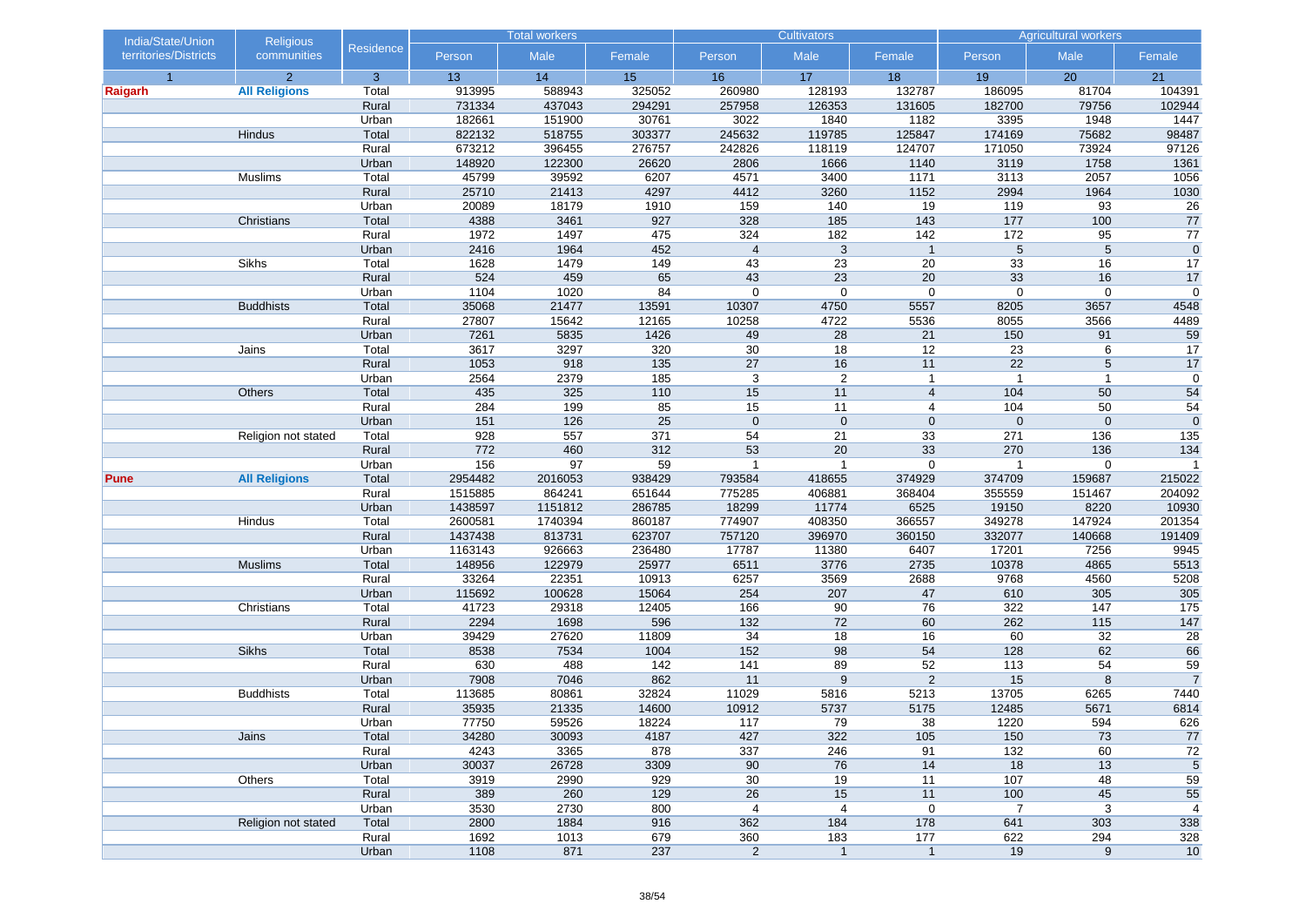| India/State/Union territories/Districts | Religious communities | Residence | Total workers | | | Cultivators | | | Agricultural workers | | |
|---|---|---|---|---|---|---|---|---|---|---|---|
| | | | Person | Male | Female | Person | Male | Female | Person | Male | Female |
| 1 | 2 | 3 | 13 | 14 | 15 | 16 | 17 | 18 | 19 | 20 | 21 |
| **Raigarh** | **All Religions** | Total | 913995 | 588943 | 325052 | 260980 | 128193 | 132787 | 186095 | 81704 | 104391 |
| | | Rural | 731334 | 437043 | 294291 | 257958 | 126353 | 131605 | 182700 | 79756 | 102944 |
| | | Urban | 182661 | 151900 | 30761 | 3022 | 1840 | 1182 | 3395 | 1948 | 1447 |
| | Hindus | Total | 822132 | 518755 | 303377 | 245632 | 119785 | 125847 | 174169 | 75682 | 98487 |
| | | Rural | 673212 | 396455 | 276757 | 242826 | 118119 | 124707 | 171050 | 73924 | 97126 |
| | | Urban | 148920 | 122300 | 26620 | 2806 | 1666 | 1140 | 3119 | 1758 | 1361 |
| | Muslims | Total | 45799 | 39592 | 6207 | 4571 | 3400 | 1171 | 3113 | 2057 | 1056 |
| | | Rural | 25710 | 21413 | 4297 | 4412 | 3260 | 1152 | 2994 | 1964 | 1030 |
| | | Urban | 20089 | 18179 | 1910 | 159 | 140 | 19 | 119 | 93 | 26 |
| | Christians | Total | 4388 | 3461 | 927 | 328 | 185 | 143 | 177 | 100 | 77 |
| | | Rural | 1972 | 1497 | 475 | 324 | 182 | 142 | 172 | 95 | 77 |
| | | Urban | 2416 | 1964 | 452 | 4 | 3 | 1 | 5 | 5 | 0 |
| | Sikhs | Total | 1628 | 1479 | 149 | 43 | 23 | 20 | 33 | 16 | 17 |
| | | Rural | 524 | 459 | 65 | 43 | 23 | 20 | 33 | 16 | 17 |
| | | Urban | 1104 | 1020 | 84 | 0 | 0 | 0 | 0 | 0 | 0 |
| | Buddhists | Total | 35068 | 21477 | 13591 | 10307 | 4750 | 5557 | 8205 | 3657 | 4548 |
| | | Rural | 27807 | 15642 | 12165 | 10258 | 4722 | 5536 | 8055 | 3566 | 4489 |
| | | Urban | 7261 | 5835 | 1426 | 49 | 28 | 21 | 150 | 91 | 59 |
| | Jains | Total | 3617 | 3297 | 320 | 30 | 18 | 12 | 23 | 6 | 17 |
| | | Rural | 1053 | 918 | 135 | 27 | 16 | 11 | 22 | 5 | 17 |
| | | Urban | 2564 | 2379 | 185 | 3 | 2 | 1 | 1 | 1 | 0 |
| | Others | Total | 435 | 325 | 110 | 15 | 11 | 4 | 104 | 50 | 54 |
| | | Rural | 284 | 199 | 85 | 15 | 11 | 4 | 104 | 50 | 54 |
| | | Urban | 151 | 126 | 25 | 0 | 0 | 0 | 0 | 0 | 0 |
| | Religion not stated | Total | 928 | 557 | 371 | 54 | 21 | 33 | 271 | 136 | 135 |
| | | Rural | 772 | 460 | 312 | 53 | 20 | 33 | 270 | 136 | 134 |
| | | Urban | 156 | 97 | 59 | 1 | 1 | 0 | 1 | 0 | 1 |
| **Pune** | **All Religions** | Total | 2954482 | 2016053 | 938429 | 793584 | 418655 | 374929 | 374709 | 159687 | 215022 |
| | | Rural | 1515885 | 864241 | 651644 | 775285 | 406881 | 368404 | 355559 | 151467 | 204092 |
| | | Urban | 1438597 | 1151812 | 286785 | 18299 | 11774 | 6525 | 19150 | 8220 | 10930 |
| | Hindus | Total | 2600581 | 1740394 | 860187 | 774907 | 408350 | 366557 | 349278 | 147924 | 201354 |
| | | Rural | 1437438 | 813731 | 623707 | 757120 | 396970 | 360150 | 332077 | 140668 | 191409 |
| | | Urban | 1163143 | 926663 | 236480 | 17787 | 11380 | 6407 | 17201 | 7256 | 9945 |
| | Muslims | Total | 148956 | 122979 | 25977 | 6511 | 3776 | 2735 | 10378 | 4865 | 5513 |
| | | Rural | 33264 | 22351 | 10913 | 6257 | 3569 | 2688 | 9768 | 4560 | 5208 |
| | | Urban | 115692 | 100628 | 15064 | 254 | 207 | 47 | 610 | 305 | 305 |
| | Christians | Total | 41723 | 29318 | 12405 | 166 | 90 | 76 | 322 | 147 | 175 |
| | | Rural | 2294 | 1698 | 596 | 132 | 72 | 60 | 262 | 115 | 147 |
| | | Urban | 39429 | 27620 | 11809 | 34 | 18 | 16 | 60 | 32 | 28 |
| | Sikhs | Total | 8538 | 7534 | 1004 | 152 | 98 | 54 | 128 | 62 | 66 |
| | | Rural | 630 | 488 | 142 | 141 | 89 | 52 | 113 | 54 | 59 |
| | | Urban | 7908 | 7046 | 862 | 11 | 9 | 2 | 15 | 8 | 7 |
| | Buddhists | Total | 113685 | 80861 | 32824 | 11029 | 5816 | 5213 | 13705 | 6265 | 7440 |
| | | Rural | 35935 | 21335 | 14600 | 10912 | 5737 | 5175 | 12485 | 5671 | 6814 |
| | | Urban | 77750 | 59526 | 18224 | 117 | 79 | 38 | 1220 | 594 | 626 |
| | Jains | Total | 34280 | 30093 | 4187 | 427 | 322 | 105 | 150 | 73 | 77 |
| | | Rural | 4243 | 3365 | 878 | 337 | 246 | 91 | 132 | 60 | 72 |
| | | Urban | 30037 | 26728 | 3309 | 90 | 76 | 14 | 18 | 13 | 5 |
| | Others | Total | 3919 | 2990 | 929 | 30 | 19 | 11 | 107 | 48 | 59 |
| | | Rural | 389 | 260 | 129 | 26 | 15 | 11 | 100 | 45 | 55 |
| | | Urban | 3530 | 2730 | 800 | 4 | 4 | 0 | 7 | 3 | 4 |
| | Religion not stated | Total | 2800 | 1884 | 916 | 362 | 184 | 178 | 641 | 303 | 338 |
| | | Rural | 1692 | 1013 | 679 | 360 | 183 | 177 | 622 | 294 | 328 |
| | | Urban | 1108 | 871 | 237 | 2 | 1 | 1 | 19 | 9 | 10 |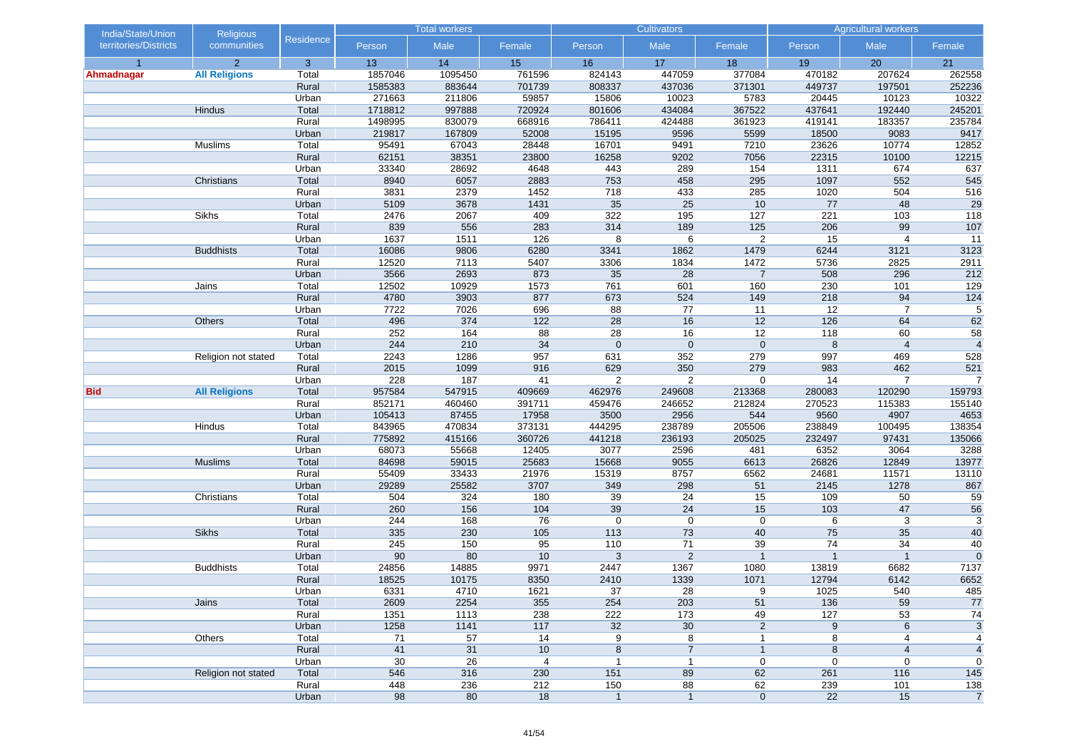| India/State/Union territories/Districts | Religious communities | Residence | Total workers | | | Cultivators | | | Agricultural workers | | |
|---|---|---|---|---|---|---|---|---|---|---|---|
| | | | Person | Male | Female | Person | Male | Female | Person | Male | Female |
| 1 | 2 | 3 | 13 | 14 | 15 | 16 | 17 | 18 | 19 | 20 | 21 |
| **Ahmadnagar** | **All Religions** | Total | 1857046 | 1095450 | 761596 | 824143 | 447059 | 377084 | 470182 | 207624 | 262558 |
| | | Rural | 1585383 | 883644 | 701739 | 808337 | 437036 | 371301 | 449737 | 197501 | 252236 |
| | | Urban | 271663 | 211806 | 59857 | 15806 | 10023 | 5783 | 20445 | 10123 | 10322 |
| | Hindus | Total | 1718812 | 997888 | 720924 | 801606 | 434084 | 367522 | 437641 | 192440 | 245201 |
| | | Rural | 1498995 | 830079 | 668916 | 786411 | 424488 | 361923 | 419141 | 183357 | 235784 |
| | | Urban | 219817 | 167809 | 52008 | 15195 | 9596 | 5599 | 18500 | 9083 | 9417 |
| | Muslims | Total | 95491 | 67043 | 28448 | 16701 | 9491 | 7210 | 23626 | 10774 | 12852 |
| | | Rural | 62151 | 38351 | 23800 | 16258 | 9202 | 7056 | 22315 | 10100 | 12215 |
| | | Urban | 33340 | 28692 | 4648 | 443 | 289 | 154 | 1311 | 674 | 637 |
| | Christians | Total | 8940 | 6057 | 2883 | 753 | 458 | 295 | 1097 | 552 | 545 |
| | | Rural | 3831 | 2379 | 1452 | 718 | 433 | 285 | 1020 | 504 | 516 |
| | | Urban | 5109 | 3678 | 1431 | 35 | 25 | 10 | 77 | 48 | 29 |
| | Sikhs | Total | 2476 | 2067 | 409 | 322 | 195 | 127 | 221 | 103 | 118 |
| | | Rural | 839 | 556 | 283 | 314 | 189 | 125 | 206 | 99 | 107 |
| | | Urban | 1637 | 1511 | 126 | 8 | 6 | 2 | 15 | 4 | 11 |
| | Buddhists | Total | 16086 | 9806 | 6280 | 3341 | 1862 | 1479 | 6244 | 3121 | 3123 |
| | | Rural | 12520 | 7113 | 5407 | 3306 | 1834 | 1472 | 5736 | 2825 | 2911 |
| | | Urban | 3566 | 2693 | 873 | 35 | 28 | 7 | 508 | 296 | 212 |
| | Jains | Total | 12502 | 10929 | 1573 | 761 | 601 | 160 | 230 | 101 | 129 |
| | | Rural | 4780 | 3903 | 877 | 673 | 524 | 149 | 218 | 94 | 124 |
| | | Urban | 7722 | 7026 | 696 | 88 | 77 | 11 | 12 | 7 | 5 |
| | Others | Total | 496 | 374 | 122 | 28 | 16 | 12 | 126 | 64 | 62 |
| | | Rural | 252 | 164 | 88 | 28 | 16 | 12 | 118 | 60 | 58 |
| | | Urban | 244 | 210 | 34 | 0 | 0 | 0 | 8 | 4 | 4 |
| | Religion not stated | Total | 2243 | 1286 | 957 | 631 | 352 | 279 | 997 | 469 | 528 |
| | | Rural | 2015 | 1099 | 916 | 629 | 350 | 279 | 983 | 462 | 521 |
| | | Urban | 228 | 187 | 41 | 2 | 2 | 0 | 14 | 7 | 7 |
| **Bid** | **All Religions** | Total | 957584 | 547915 | 409669 | 462976 | 249608 | 213368 | 280083 | 120290 | 159793 |
| | | Rural | 852171 | 460460 | 391711 | 459476 | 246652 | 212824 | 270523 | 115383 | 155140 |
| | | Urban | 105413 | 87455 | 17958 | 3500 | 2956 | 544 | 9560 | 4907 | 4653 |
| | Hindus | Total | 843965 | 470834 | 373131 | 444295 | 238789 | 205506 | 238849 | 100495 | 138354 |
| | | Rural | 775892 | 415166 | 360726 | 441218 | 236193 | 205025 | 232497 | 97431 | 135066 |
| | | Urban | 68073 | 55668 | 12405 | 3077 | 2596 | 481 | 6352 | 3064 | 3288 |
| | Muslims | Total | 84698 | 59015 | 25683 | 15668 | 9055 | 6613 | 26826 | 12849 | 13977 |
| | | Rural | 55409 | 33433 | 21976 | 15319 | 8757 | 6562 | 24681 | 11571 | 13110 |
| | | Urban | 29289 | 25582 | 3707 | 349 | 298 | 51 | 2145 | 1278 | 867 |
| | Christians | Total | 504 | 324 | 180 | 39 | 24 | 15 | 109 | 50 | 59 |
| | | Rural | 260 | 156 | 104 | 39 | 24 | 15 | 103 | 47 | 56 |
| | | Urban | 244 | 168 | 76 | 0 | 0 | 0 | 6 | 3 | 3 |
| | Sikhs | Total | 335 | 230 | 105 | 113 | 73 | 40 | 75 | 35 | 40 |
| | | Rural | 245 | 150 | 95 | 110 | 71 | 39 | 74 | 34 | 40 |
| | | Urban | 90 | 80 | 10 | 3 | 2 | 1 | 1 | 1 | 0 |
| | Buddhists | Total | 24856 | 14885 | 9971 | 2447 | 1367 | 1080 | 13819 | 6682 | 7137 |
| | | Rural | 18525 | 10175 | 8350 | 2410 | 1339 | 1071 | 12794 | 6142 | 6652 |
| | | Urban | 6331 | 4710 | 1621 | 37 | 28 | 9 | 1025 | 540 | 485 |
| | Jains | Total | 2609 | 2254 | 355 | 254 | 203 | 51 | 136 | 59 | 77 |
| | | Rural | 1351 | 1113 | 238 | 222 | 173 | 49 | 127 | 53 | 74 |
| | | Urban | 1258 | 1141 | 117 | 32 | 30 | 2 | 9 | 6 | 3 |
| | Others | Total | 71 | 57 | 14 | 9 | 8 | 1 | 8 | 4 | 4 |
| | | Rural | 41 | 31 | 10 | 8 | 7 | 1 | 8 | 4 | 4 |
| | | Urban | 30 | 26 | 4 | 1 | 1 | 0 | 0 | 0 | 0 |
| | Religion not stated | Total | 546 | 316 | 230 | 151 | 89 | 62 | 261 | 116 | 145 |
| | | Rural | 448 | 236 | 212 | 150 | 88 | 62 | 239 | 101 | 138 |
| | | Urban | 98 | 80 | 18 | 1 | 1 | 0 | 22 | 15 | 7 |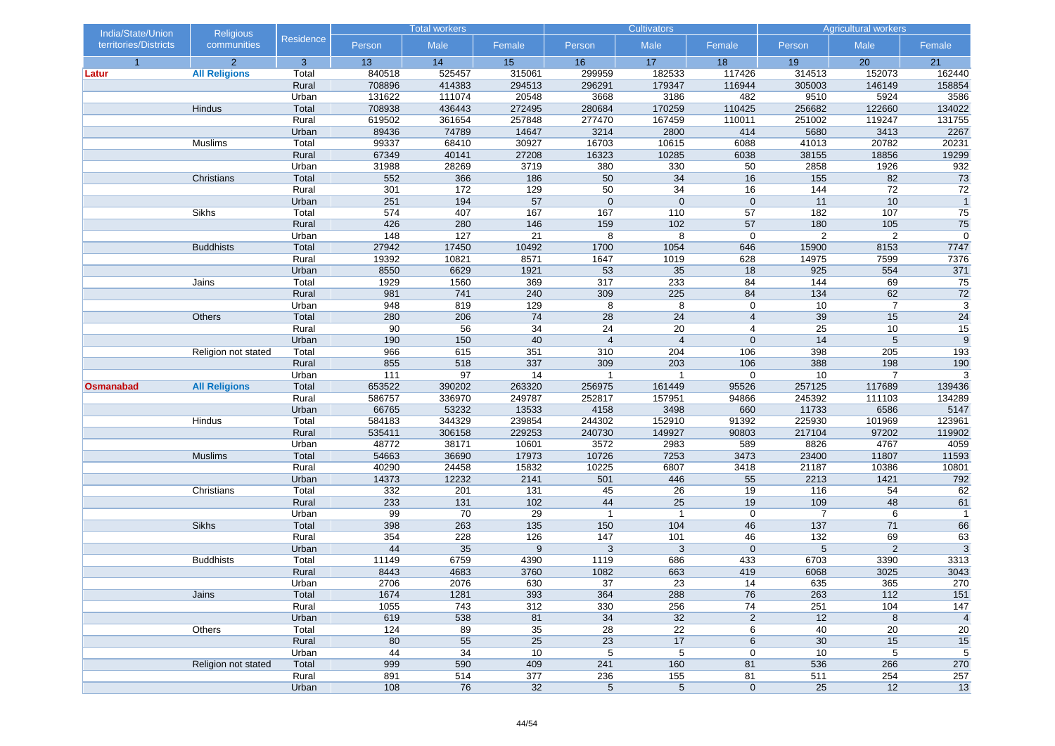| India/State/Union territories/Districts | Religious communities | Residence | Total workers | | | Cultivators | | | Agricultural workers | | |
|---|---|---|---|---|---|---|---|---|---|---|---|
| | | | Person | Male | Female | Person | Male | Female | Person | Male | Female |
| 1 | 2 | 3 | 13 | 14 | 15 | 16 | 17 | 18 | 19 | 20 | 21 |
| **Latur** | **All Religions** | Total | 840518 | 525457 | 315061 | 299959 | 182533 | 117426 | 314513 | 152073 | 162440 |
| | | Rural | 708896 | 414383 | 294513 | 296291 | 179347 | 116944 | 305003 | 146149 | 158854 |
| | | Urban | 131622 | 111074 | 20548 | 3668 | 3186 | 482 | 9510 | 5924 | 3586 |
| | Hindus | Total | 708938 | 436443 | 272495 | 280684 | 170259 | 110425 | 256682 | 122660 | 134022 |
| | | Rural | 619502 | 361654 | 257848 | 277470 | 167459 | 110011 | 251002 | 119247 | 131755 |
| | | Urban | 89436 | 74789 | 14647 | 3214 | 2800 | 414 | 5680 | 3413 | 2267 |
| | Muslims | Total | 99337 | 68410 | 30927 | 16703 | 10615 | 6088 | 41013 | 20782 | 20231 |
| | | Rural | 67349 | 40141 | 27208 | 16323 | 10285 | 6038 | 38155 | 18856 | 19299 |
| | | Urban | 31988 | 28269 | 3719 | 380 | 330 | 50 | 2858 | 1926 | 932 |
| | Christians | Total | 552 | 366 | 186 | 50 | 34 | 16 | 155 | 82 | 73 |
| | | Rural | 301 | 172 | 129 | 50 | 34 | 16 | 144 | 72 | 72 |
| | | Urban | 251 | 194 | 57 | 0 | 0 | 0 | 11 | 10 | 1 |
| | Sikhs | Total | 574 | 407 | 167 | 167 | 110 | 57 | 182 | 107 | 75 |
| | | Rural | 426 | 280 | 146 | 159 | 102 | 57 | 180 | 105 | 75 |
| | | Urban | 148 | 127 | 21 | 8 | 8 | 0 | 2 | 2 | 0 |
| | Buddhists | Total | 27942 | 17450 | 10492 | 1700 | 1054 | 646 | 15900 | 8153 | 7747 |
| | | Rural | 19392 | 10821 | 8571 | 1647 | 1019 | 628 | 14975 | 7599 | 7376 |
| | | Urban | 8550 | 6629 | 1921 | 53 | 35 | 18 | 925 | 554 | 371 |
| | Jains | Total | 1929 | 1560 | 369 | 317 | 233 | 84 | 144 | 69 | 75 |
| | | Rural | 981 | 741 | 240 | 309 | 225 | 84 | 134 | 62 | 72 |
| | | Urban | 948 | 819 | 129 | 8 | 8 | 0 | 10 | 7 | 3 |
| | Others | Total | 280 | 206 | 74 | 28 | 24 | 4 | 39 | 15 | 24 |
| | | Rural | 90 | 56 | 34 | 24 | 20 | 4 | 25 | 10 | 15 |
| | | Urban | 190 | 150 | 40 | 4 | 4 | 0 | 14 | 5 | 9 |
| | Religion not stated | Total | 966 | 615 | 351 | 310 | 204 | 106 | 398 | 205 | 193 |
| | | Rural | 855 | 518 | 337 | 309 | 203 | 106 | 388 | 198 | 190 |
| | | Urban | 111 | 97 | 14 | 1 | 1 | 0 | 10 | 7 | 3 |
| **Osmanabad** | **All Religions** | Total | 653522 | 390202 | 263320 | 256975 | 161449 | 95526 | 257125 | 117689 | 139436 |
| | | Rural | 586757 | 336970 | 249787 | 252817 | 157951 | 94866 | 245392 | 111103 | 134289 |
| | | Urban | 66765 | 53232 | 13533 | 4158 | 3498 | 660 | 11733 | 6586 | 5147 |
| | Hindus | Total | 584183 | 344329 | 239854 | 244302 | 152910 | 91392 | 225930 | 101969 | 123961 |
| | | Rural | 535411 | 306158 | 229253 | 240730 | 149927 | 90803 | 217104 | 97202 | 119902 |
| | | Urban | 48772 | 38171 | 10601 | 3572 | 2983 | 589 | 8826 | 4767 | 4059 |
| | Muslims | Total | 54663 | 36690 | 17973 | 10726 | 7253 | 3473 | 23400 | 11807 | 11593 |
| | | Rural | 40290 | 24458 | 15832 | 10225 | 6807 | 3418 | 21187 | 10386 | 10801 |
| | | Urban | 14373 | 12232 | 2141 | 501 | 446 | 55 | 2213 | 1421 | 792 |
| | Christians | Total | 332 | 201 | 131 | 45 | 26 | 19 | 116 | 54 | 62 |
| | | Rural | 233 | 131 | 102 | 44 | 25 | 19 | 109 | 48 | 61 |
| | | Urban | 99 | 70 | 29 | 1 | 1 | 0 | 7 | 6 | 1 |
| | Sikhs | Total | 398 | 263 | 135 | 150 | 104 | 46 | 137 | 71 | 66 |
| | | Rural | 354 | 228 | 126 | 147 | 101 | 46 | 132 | 69 | 63 |
| | | Urban | 44 | 35 | 9 | 3 | 3 | 0 | 5 | 2 | 3 |
| | Buddhists | Total | 11149 | 6759 | 4390 | 1119 | 686 | 433 | 6703 | 3390 | 3313 |
| | | Rural | 8443 | 4683 | 3760 | 1082 | 663 | 419 | 6068 | 3025 | 3043 |
| | | Urban | 2706 | 2076 | 630 | 37 | 23 | 14 | 635 | 365 | 270 |
| | Jains | Total | 1674 | 1281 | 393 | 364 | 288 | 76 | 263 | 112 | 151 |
| | | Rural | 1055 | 743 | 312 | 330 | 256 | 74 | 251 | 104 | 147 |
| | | Urban | 619 | 538 | 81 | 34 | 32 | 2 | 12 | 8 | 4 |
| | Others | Total | 124 | 89 | 35 | 28 | 22 | 6 | 40 | 20 | 20 |
| | | Rural | 80 | 55 | 25 | 23 | 17 | 6 | 30 | 15 | 15 |
| | | Urban | 44 | 34 | 10 | 5 | 5 | 0 | 10 | 5 | 5 |
| | Religion not stated | Total | 999 | 590 | 409 | 241 | 160 | 81 | 536 | 266 | 270 |
| | | Rural | 891 | 514 | 377 | 236 | 155 | 81 | 511 | 254 | 257 |
| | | Urban | 108 | 76 | 32 | 5 | 5 | 0 | 25 | 12 | 13 |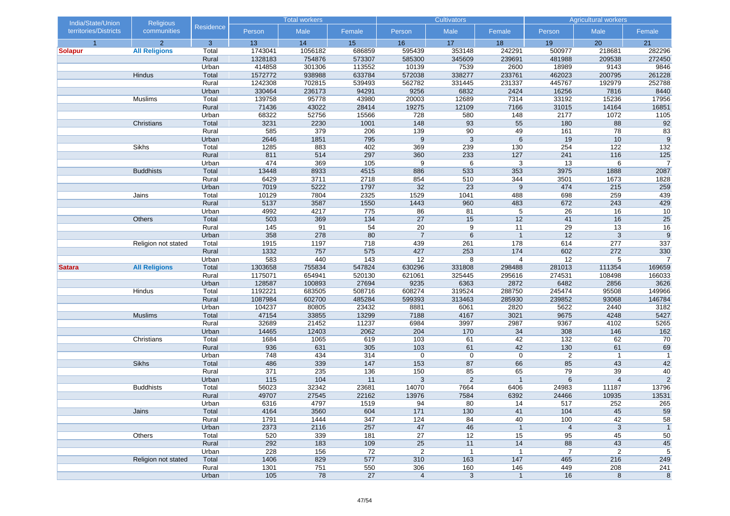| India/State/Union territories/Districts | Religious communities | Residence | Total workers | | | Cultivators | | | Agricultural workers | | |
|---|---|---|---|---|---|---|---|---|---|---|---|
| | | | Person | Male | Female | Person | Male | Female | Person | Male | Female |
| 1 | 2 | 3 | 13 | 14 | 15 | 16 | 17 | 18 | 19 | 20 | 21 |
| **Solapur** | **All Religions** | Total | 1743041 | 1056182 | 686859 | 595439 | 353148 | 242291 | 500977 | 218681 | 282296 |
| | | Rural | 1328183 | 754876 | 573307 | 585300 | 345609 | 239691 | 481988 | 209538 | 272450 |
| | | Urban | 414858 | 301306 | 113552 | 10139 | 7539 | 2600 | 18989 | 9143 | 9846 |
| | Hindus | Total | 1572772 | 938988 | 633784 | 572038 | 338277 | 233761 | 462023 | 200795 | 261228 |
| | | Rural | 1242308 | 702815 | 539493 | 562782 | 331445 | 231337 | 445767 | 192979 | 252788 |
| | | Urban | 330464 | 236173 | 94291 | 9256 | 6832 | 2424 | 16256 | 7816 | 8440 |
| | Muslims | Total | 139758 | 95778 | 43980 | 20003 | 12689 | 7314 | 33192 | 15236 | 17956 |
| | | Rural | 71436 | 43022 | 28414 | 19275 | 12109 | 7166 | 31015 | 14164 | 16851 |
| | | Urban | 68322 | 52756 | 15566 | 728 | 580 | 148 | 2177 | 1072 | 1105 |
| | Christians | Total | 3231 | 2230 | 1001 | 148 | 93 | 55 | 180 | 88 | 92 |
| | | Rural | 585 | 379 | 206 | 139 | 90 | 49 | 161 | 78 | 83 |
| | | Urban | 2646 | 1851 | 795 | 9 | 3 | 6 | 19 | 10 | 9 |
| | Sikhs | Total | 1285 | 883 | 402 | 369 | 239 | 130 | 254 | 122 | 132 |
| | | Rural | 811 | 514 | 297 | 360 | 233 | 127 | 241 | 116 | 125 |
| | | Urban | 474 | 369 | 105 | 9 | 6 | 3 | 13 | 6 | 7 |
| | Buddhists | Total | 13448 | 8933 | 4515 | 886 | 533 | 353 | 3975 | 1888 | 2087 |
| | | Rural | 6429 | 3711 | 2718 | 854 | 510 | 344 | 3501 | 1673 | 1828 |
| | | Urban | 7019 | 5222 | 1797 | 32 | 23 | 9 | 474 | 215 | 259 |
| | Jains | Total | 10129 | 7804 | 2325 | 1529 | 1041 | 488 | 698 | 259 | 439 |
| | | Rural | 5137 | 3587 | 1550 | 1443 | 960 | 483 | 672 | 243 | 429 |
| | | Urban | 4992 | 4217 | 775 | 86 | 81 | 5 | 26 | 16 | 10 |
| | Others | Total | 503 | 369 | 134 | 27 | 15 | 12 | 41 | 16 | 25 |
| | | Rural | 145 | 91 | 54 | 20 | 9 | 11 | 29 | 13 | 16 |
| | | Urban | 358 | 278 | 80 | 7 | 6 | 1 | 12 | 3 | 9 |
| | Religion not stated | Total | 1915 | 1197 | 718 | 439 | 261 | 178 | 614 | 277 | 337 |
| | | Rural | 1332 | 757 | 575 | 427 | 253 | 174 | 602 | 272 | 330 |
| | | Urban | 583 | 440 | 143 | 12 | 8 | 4 | 12 | 5 | 7 |
| **Satara** | **All Religions** | Total | 1303658 | 755834 | 547824 | 630296 | 331808 | 298488 | 281013 | 111354 | 169659 |
| | | Rural | 1175071 | 654941 | 520130 | 621061 | 325445 | 295616 | 274531 | 108498 | 166033 |
| | | Urban | 128587 | 100893 | 27694 | 9235 | 6363 | 2872 | 6482 | 2856 | 3626 |
| | Hindus | Total | 1192221 | 683505 | 508716 | 608274 | 319524 | 288750 | 245474 | 95508 | 149966 |
| | | Rural | 1087984 | 602700 | 485284 | 599393 | 313463 | 285930 | 239852 | 93068 | 146784 |
| | | Urban | 104237 | 80805 | 23432 | 8881 | 6061 | 2820 | 5622 | 2440 | 3182 |
| | Muslims | Total | 47154 | 33855 | 13299 | 7188 | 4167 | 3021 | 9675 | 4248 | 5427 |
| | | Rural | 32689 | 21452 | 11237 | 6984 | 3997 | 2987 | 9367 | 4102 | 5265 |
| | | Urban | 14465 | 12403 | 2062 | 204 | 170 | 34 | 308 | 146 | 162 |
| | Christians | Total | 1684 | 1065 | 619 | 103 | 61 | 42 | 132 | 62 | 70 |
| | | Rural | 936 | 631 | 305 | 103 | 61 | 42 | 130 | 61 | 69 |
| | | Urban | 748 | 434 | 314 | 0 | 0 | 0 | 2 | 1 | 1 |
| | Sikhs | Total | 486 | 339 | 147 | 153 | 87 | 66 | 85 | 43 | 42 |
| | | Rural | 371 | 235 | 136 | 150 | 85 | 65 | 79 | 39 | 40 |
| | | Urban | 115 | 104 | 11 | 3 | 2 | 1 | 6 | 4 | 2 |
| | Buddhists | Total | 56023 | 32342 | 23681 | 14070 | 7664 | 6406 | 24983 | 11187 | 13796 |
| | | Rural | 49707 | 27545 | 22162 | 13976 | 7584 | 6392 | 24466 | 10935 | 13531 |
| | | Urban | 6316 | 4797 | 1519 | 94 | 80 | 14 | 517 | 252 | 265 |
| | Jains | Total | 4164 | 3560 | 604 | 171 | 130 | 41 | 104 | 45 | 59 |
| | | Rural | 1791 | 1444 | 347 | 124 | 84 | 40 | 100 | 42 | 58 |
| | | Urban | 2373 | 2116 | 257 | 47 | 46 | 1 | 4 | 3 | 1 |
| | Others | Total | 520 | 339 | 181 | 27 | 12 | 15 | 95 | 45 | 50 |
| | | Rural | 292 | 183 | 109 | 25 | 11 | 14 | 88 | 43 | 45 |
| | | Urban | 228 | 156 | 72 | 2 | 1 | 1 | 7 | 2 | 5 |
| | Religion not stated | Total | 1406 | 829 | 577 | 310 | 163 | 147 | 465 | 216 | 249 |
| | | Rural | 1301 | 751 | 550 | 306 | 160 | 146 | 449 | 208 | 241 |
| | | Urban | 105 | 78 | 27 | 4 | 3 | 1 | 16 | 8 | 8 |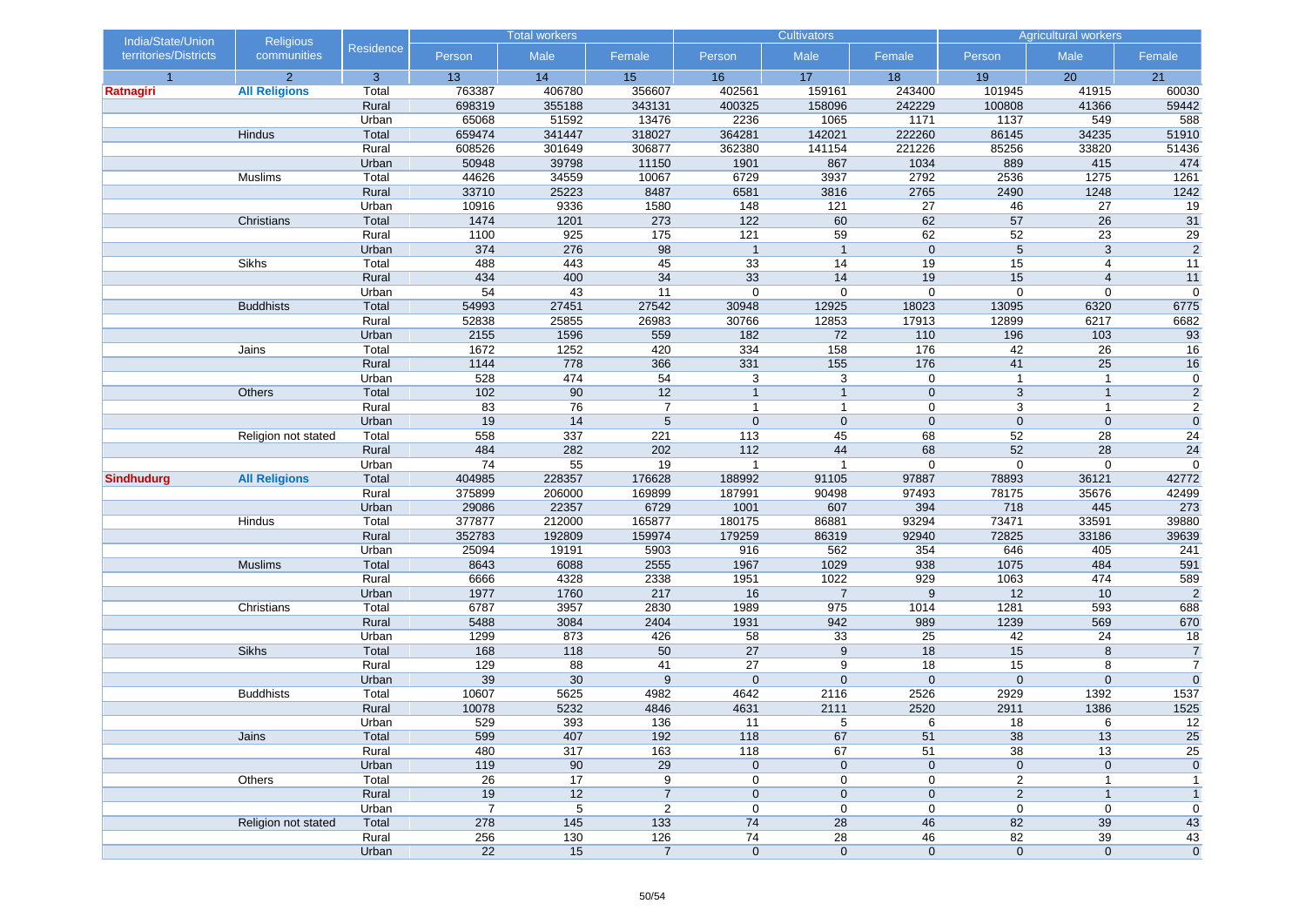| India/State/Union territories/Districts | Religious communities | Residence | Total workers | | | Cultivators | | | Agricultural workers | | |
|---|---|---|---|---|---|---|---|---|---|---|---|
| | | | Person | Male | Female | Person | Male | Female | Person | Male | Female |
| 1 | 2 | 3 | 13 | 14 | 15 | 16 | 17 | 18 | 19 | 20 | 21 |
| **Ratnagiri** | **All Religions** | Total | 763387 | 406780 | 356607 | 402561 | 159161 | 243400 | 101945 | 41915 | 60030 |
| | | Rural | 698319 | 355188 | 343131 | 400325 | 158096 | 242229 | 100808 | 41366 | 59442 |
| | | Urban | 65068 | 51592 | 13476 | 2236 | 1065 | 1171 | 1137 | 549 | 588 |
| | Hindus | Total | 659474 | 341447 | 318027 | 364281 | 142021 | 222260 | 86145 | 34235 | 51910 |
| | | Rural | 608526 | 301649 | 306877 | 362380 | 141154 | 221226 | 85256 | 33820 | 51436 |
| | | Urban | 50948 | 39798 | 11150 | 1901 | 867 | 1034 | 889 | 415 | 474 |
| | Muslims | Total | 44626 | 34559 | 10067 | 6729 | 3937 | 2792 | 2536 | 1275 | 1261 |
| | | Rural | 33710 | 25223 | 8487 | 6581 | 3816 | 2765 | 2490 | 1248 | 1242 |
| | | Urban | 10916 | 9336 | 1580 | 148 | 121 | 27 | 46 | 27 | 19 |
| | Christians | Total | 1474 | 1201 | 273 | 122 | 60 | 62 | 57 | 26 | 31 |
| | | Rural | 1100 | 925 | 175 | 121 | 59 | 62 | 52 | 23 | 29 |
| | | Urban | 374 | 276 | 98 | 1 | 1 | 0 | 5 | 3 | 2 |
| | Sikhs | Total | 488 | 443 | 45 | 33 | 14 | 19 | 15 | 4 | 11 |
| | | Rural | 434 | 400 | 34 | 33 | 14 | 19 | 15 | 4 | 11 |
| | | Urban | 54 | 43 | 11 | 0 | 0 | 0 | 0 | 0 | 0 |
| | Buddhists | Total | 54993 | 27451 | 27542 | 30948 | 12925 | 18023 | 13095 | 6320 | 6775 |
| | | Rural | 52838 | 25855 | 26983 | 30766 | 12853 | 17913 | 12899 | 6217 | 6682 |
| | | Urban | 2155 | 1596 | 559 | 182 | 72 | 110 | 196 | 103 | 93 |
| | Jains | Total | 1672 | 1252 | 420 | 334 | 158 | 176 | 42 | 26 | 16 |
| | | Rural | 1144 | 778 | 366 | 331 | 155 | 176 | 41 | 25 | 16 |
| | | Urban | 528 | 474 | 54 | 3 | 3 | 0 | 1 | 1 | 0 |
| | Others | Total | 102 | 90 | 12 | 1 | 1 | 0 | 3 | 1 | 2 |
| | | Rural | 83 | 76 | 7 | 1 | 1 | 0 | 3 | 1 | 2 |
| | | Urban | 19 | 14 | 5 | 0 | 0 | 0 | 0 | 0 | 0 |
| | Religion not stated | Total | 558 | 337 | 221 | 113 | 45 | 68 | 52 | 28 | 24 |
| | | Rural | 484 | 282 | 202 | 112 | 44 | 68 | 52 | 28 | 24 |
| | | Urban | 74 | 55 | 19 | 1 | 1 | 0 | 0 | 0 | 0 |
| **Sindhudurg** | **All Religions** | Total | 404985 | 228357 | 176628 | 188992 | 91105 | 97887 | 78893 | 36121 | 42772 |
| | | Rural | 375899 | 206000 | 169899 | 187991 | 90498 | 97493 | 78175 | 35676 | 42499 |
| | | Urban | 29086 | 22357 | 6729 | 1001 | 607 | 394 | 718 | 445 | 273 |
| | Hindus | Total | 377877 | 212000 | 165877 | 180175 | 86881 | 93294 | 73471 | 33591 | 39880 |
| | | Rural | 352783 | 192809 | 159974 | 179259 | 86319 | 92940 | 72825 | 33186 | 39639 |
| | | Urban | 25094 | 19191 | 5903 | 916 | 562 | 354 | 646 | 405 | 241 |
| | Muslims | Total | 8643 | 6088 | 2555 | 1967 | 1029 | 938 | 1075 | 484 | 591 |
| | | Rural | 6666 | 4328 | 2338 | 1951 | 1022 | 929 | 1063 | 474 | 589 |
| | | Urban | 1977 | 1760 | 217 | 16 | 7 | 9 | 12 | 10 | 2 |
| | Christians | Total | 6787 | 3957 | 2830 | 1989 | 975 | 1014 | 1281 | 593 | 688 |
| | | Rural | 5488 | 3084 | 2404 | 1931 | 942 | 989 | 1239 | 569 | 670 |
| | | Urban | 1299 | 873 | 426 | 58 | 33 | 25 | 42 | 24 | 18 |
| | Sikhs | Total | 168 | 118 | 50 | 27 | 9 | 18 | 15 | 8 | 7 |
| | | Rural | 129 | 88 | 41 | 27 | 9 | 18 | 15 | 8 | 7 |
| | | Urban | 39 | 30 | 9 | 0 | 0 | 0 | 0 | 0 | 0 |
| | Buddhists | Total | 10607 | 5625 | 4982 | 4642 | 2116 | 2526 | 2929 | 1392 | 1537 |
| | | Rural | 10078 | 5232 | 4846 | 4631 | 2111 | 2520 | 2911 | 1386 | 1525 |
| | | Urban | 529 | 393 | 136 | 11 | 5 | 6 | 18 | 6 | 12 |
| | Jains | Total | 599 | 407 | 192 | 118 | 67 | 51 | 38 | 13 | 25 |
| | | Rural | 480 | 317 | 163 | 118 | 67 | 51 | 38 | 13 | 25 |
| | | Urban | 119 | 90 | 29 | 0 | 0 | 0 | 0 | 0 | 0 |
| | Others | Total | 26 | 17 | 9 | 0 | 0 | 0 | 2 | 1 | 1 |
| | | Rural | 19 | 12 | 7 | 0 | 0 | 0 | 2 | 1 | 1 |
| | | Urban | 7 | 5 | 2 | 0 | 0 | 0 | 0 | 0 | 0 |
| | Religion not stated | Total | 278 | 145 | 133 | 74 | 28 | 46 | 82 | 39 | 43 |
| | | Rural | 256 | 130 | 126 | 74 | 28 | 46 | 82 | 39 | 43 |
| | | Urban | 22 | 15 | 7 | 0 | 0 | 0 | 0 | 0 | 0 |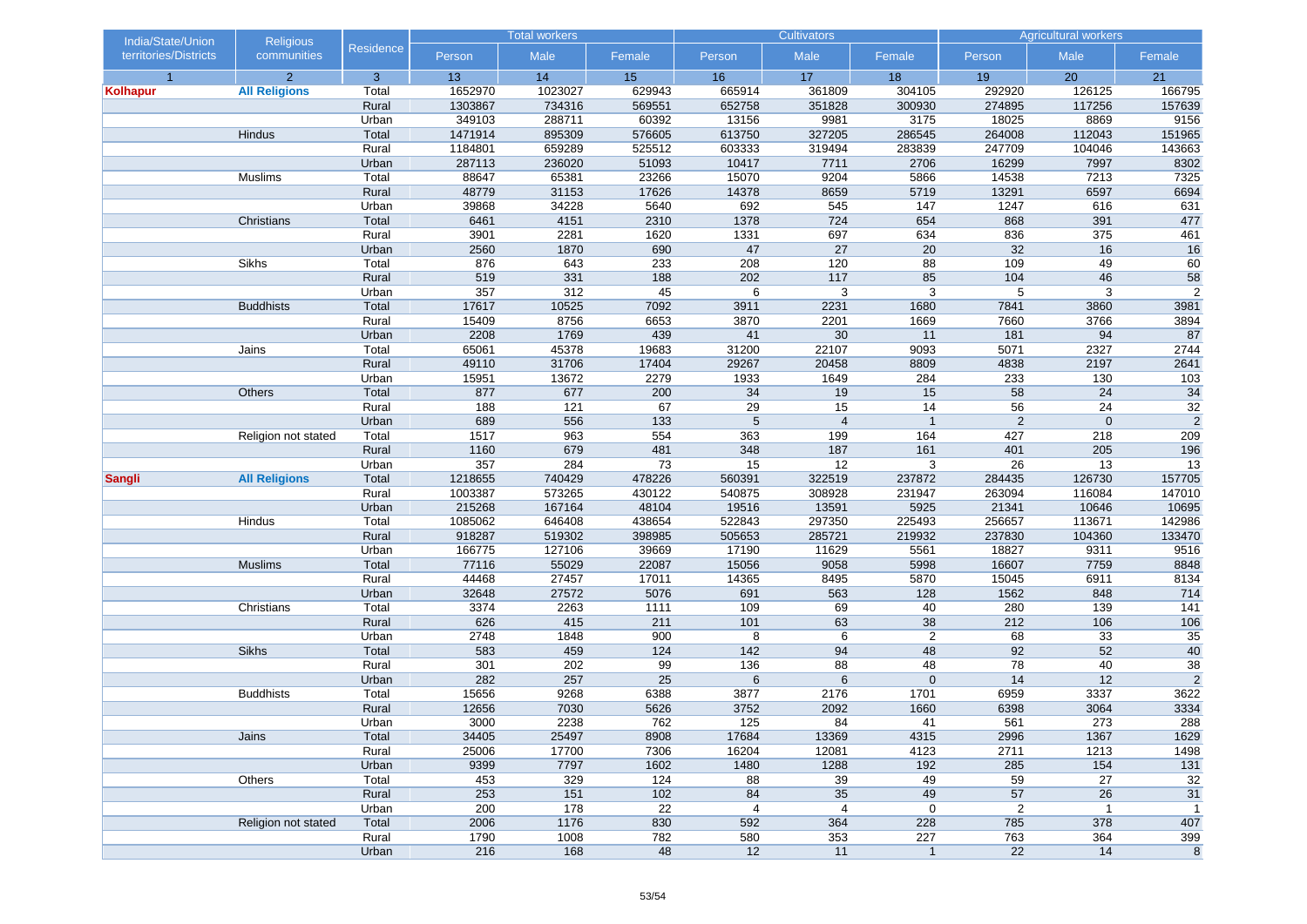| India/State/Union territories/Districts | Religious communities | Residence | Total workers | | | Cultivators | | | Agricultural workers | | |
|---|---|---|---|---|---|---|---|---|---|---|---|
| | | | Person | Male | Female | Person | Male | Female | Person | Male | Female |
| 1 | 2 | 3 | 13 | 14 | 15 | 16 | 17 | 18 | 19 | 20 | 21 |
| **Kolhapur** | **All Religions** | Total | 1652970 | 1023027 | 629943 | 665914 | 361809 | 304105 | 292920 | 126125 | 166795 |
| | | Rural | 1303867 | 734316 | 569551 | 652758 | 351828 | 300930 | 274895 | 117256 | 157639 |
| | | Urban | 349103 | 288711 | 60392 | 13156 | 9981 | 3175 | 18025 | 8869 | 9156 |
| | Hindus | Total | 1471914 | 895309 | 576605 | 613750 | 327205 | 286545 | 264008 | 112043 | 151965 |
| | | Rural | 1184801 | 659289 | 525512 | 603333 | 319494 | 283839 | 247709 | 104046 | 143663 |
| | | Urban | 287113 | 236020 | 51093 | 10417 | 7711 | 2706 | 16299 | 7997 | 8302 |
| | Muslims | Total | 88647 | 65381 | 23266 | 15070 | 9204 | 5866 | 14538 | 7213 | 7325 |
| | | Rural | 48779 | 31153 | 17626 | 14378 | 8659 | 5719 | 13291 | 6597 | 6694 |
| | | Urban | 39868 | 34228 | 5640 | 692 | 545 | 147 | 1247 | 616 | 631 |
| | Christians | Total | 6461 | 4151 | 2310 | 1378 | 724 | 654 | 868 | 391 | 477 |
| | | Rural | 3901 | 2281 | 1620 | 1331 | 697 | 634 | 836 | 375 | 461 |
| | | Urban | 2560 | 1870 | 690 | 47 | 27 | 20 | 32 | 16 | 16 |
| | Sikhs | Total | 876 | 643 | 233 | 208 | 120 | 88 | 109 | 49 | 60 |
| | | Rural | 519 | 331 | 188 | 202 | 117 | 85 | 104 | 46 | 58 |
| | | Urban | 357 | 312 | 45 | 6 | 3 | 3 | 5 | 3 | 2 |
| | Buddhists | Total | 17617 | 10525 | 7092 | 3911 | 2231 | 1680 | 7841 | 3860 | 3981 |
| | | Rural | 15409 | 8756 | 6653 | 3870 | 2201 | 1669 | 7660 | 3766 | 3894 |
| | | Urban | 2208 | 1769 | 439 | 41 | 30 | 11 | 181 | 94 | 87 |
| | Jains | Total | 65061 | 45378 | 19683 | 31200 | 22107 | 9093 | 5071 | 2327 | 2744 |
| | | Rural | 49110 | 31706 | 17404 | 29267 | 20458 | 8809 | 4838 | 2197 | 2641 |
| | | Urban | 15951 | 13672 | 2279 | 1933 | 1649 | 284 | 233 | 130 | 103 |
| | Others | Total | 877 | 677 | 200 | 34 | 19 | 15 | 58 | 24 | 34 |
| | | Rural | 188 | 121 | 67 | 29 | 15 | 14 | 56 | 24 | 32 |
| | | Urban | 689 | 556 | 133 | 5 | 4 | 1 | 2 | 0 | 2 |
| | Religion not stated | Total | 1517 | 963 | 554 | 363 | 199 | 164 | 427 | 218 | 209 |
| | | Rural | 1160 | 679 | 481 | 348 | 187 | 161 | 401 | 205 | 196 |
| | | Urban | 357 | 284 | 73 | 15 | 12 | 3 | 26 | 13 | 13 |
| **Sangli** | **All Religions** | Total | 1218655 | 740429 | 478226 | 560391 | 322519 | 237872 | 284435 | 126730 | 157705 |
| | | Rural | 1003387 | 573265 | 430122 | 540875 | 308928 | 231947 | 263094 | 116084 | 147010 |
| | | Urban | 215268 | 167164 | 48104 | 19516 | 13591 | 5925 | 21341 | 10646 | 10695 |
| | Hindus | Total | 1085062 | 646408 | 438654 | 522843 | 297350 | 225493 | 256657 | 113671 | 142986 |
| | | Rural | 918287 | 519302 | 398985 | 505653 | 285721 | 219932 | 237830 | 104360 | 133470 |
| | | Urban | 166775 | 127106 | 39669 | 17190 | 11629 | 5561 | 18827 | 9311 | 9516 |
| | Muslims | Total | 77116 | 55029 | 22087 | 15056 | 9058 | 5998 | 16607 | 7759 | 8848 |
| | | Rural | 44468 | 27457 | 17011 | 14365 | 8495 | 5870 | 15045 | 6911 | 8134 |
| | | Urban | 32648 | 27572 | 5076 | 691 | 563 | 128 | 1562 | 848 | 714 |
| | Christians | Total | 3374 | 2263 | 1111 | 109 | 69 | 40 | 280 | 139 | 141 |
| | | Rural | 626 | 415 | 211 | 101 | 63 | 38 | 212 | 106 | 106 |
| | | Urban | 2748 | 1848 | 900 | 8 | 6 | 2 | 68 | 33 | 35 |
| | Sikhs | Total | 583 | 459 | 124 | 142 | 94 | 48 | 92 | 52 | 40 |
| | | Rural | 301 | 202 | 99 | 136 | 88 | 48 | 78 | 40 | 38 |
| | | Urban | 282 | 257 | 25 | 6 | 6 | 0 | 14 | 12 | 2 |
| | Buddhists | Total | 15656 | 9268 | 6388 | 3877 | 2176 | 1701 | 6959 | 3337 | 3622 |
| | | Rural | 12656 | 7030 | 5626 | 3752 | 2092 | 1660 | 6398 | 3064 | 3334 |
| | | Urban | 3000 | 2238 | 762 | 125 | 84 | 41 | 561 | 273 | 288 |
| | Jains | Total | 34405 | 25497 | 8908 | 17684 | 13369 | 4315 | 2996 | 1367 | 1629 |
| | | Rural | 25006 | 17700 | 7306 | 16204 | 12081 | 4123 | 2711 | 1213 | 1498 |
| | | Urban | 9399 | 7797 | 1602 | 1480 | 1288 | 192 | 285 | 154 | 131 |
| | Others | Total | 453 | 329 | 124 | 88 | 39 | 49 | 59 | 27 | 32 |
| | | Rural | 253 | 151 | 102 | 84 | 35 | 49 | 57 | 26 | 31 |
| | | Urban | 200 | 178 | 22 | 4 | 4 | 0 | 2 | 1 | 1 |
| | Religion not stated | Total | 2006 | 1176 | 830 | 592 | 364 | 228 | 785 | 378 | 407 |
| | | Rural | 1790 | 1008 | 782 | 580 | 353 | 227 | 763 | 364 | 399 |
| | | Urban | 216 | 168 | 48 | 12 | 11 | 1 | 22 | 14 | 8 |